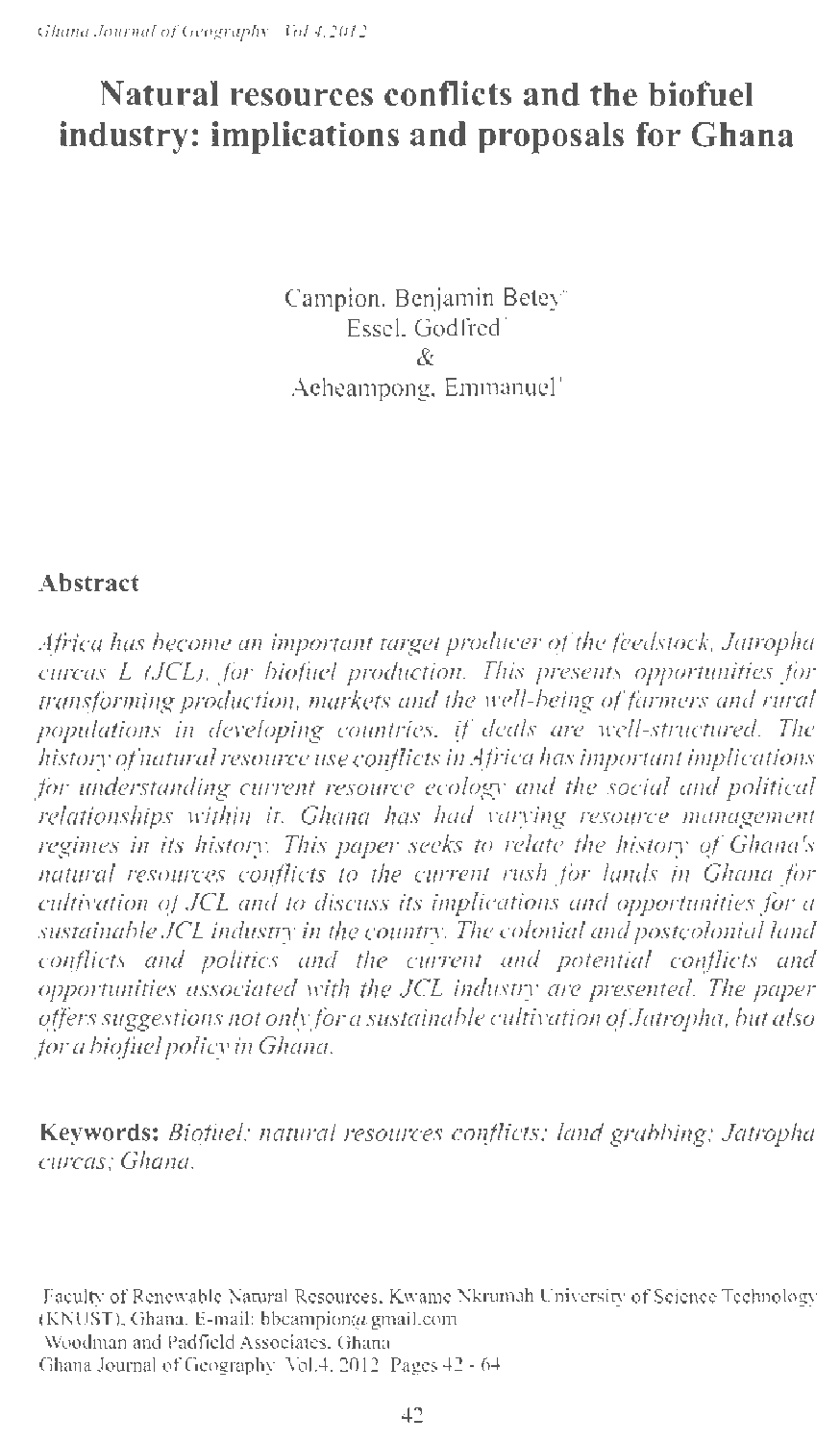# Natural resources conflicts and the biofuel industry: implications and proposals for Ghana

Campion, Benjamin Betey[1]
Essel, Godfred[1]
&
Acheampong, Emmanuel[2]

## Abstract

*Africa has become an important target producer of the feedstock, Jatropha curcas L (JCL), for biofuel production. This presents opportunities for transforming production, markets and the well-being of farmers and rural populations in developing countries, if deals are well-structured. The history of natural resource use conflicts in Africa has important implications for understanding current resource ecology and the social and political relationships within it. Ghana has had varying resource management regimes in its history. This paper seeks to relate the history of Ghana's natural resources conflicts to the current rush for lands in Ghana for cultivation of JCL and to discuss its implications and opportunities for a sustainable JCL industry in the country. The colonial and postcolonial land conflicts and politics and the current and potential conflicts and opportunities associated with the JCL industry are presented. The paper offers suggestions not only for a sustainable cultivation of Jatropha, but also for a biofuel policy in Ghana.*

**Keywords:** *Biofuel; natural resources conflicts; land grabbing; Jatropha curcas; Ghana.*

[1] Faculty of Renewable Natural Resources, Kwame Nkrumah University of Science Technology (KNUST), Ghana. E-mail: bbcampion@gmail.com
[2] Woodman and Padfield Associates, Ghana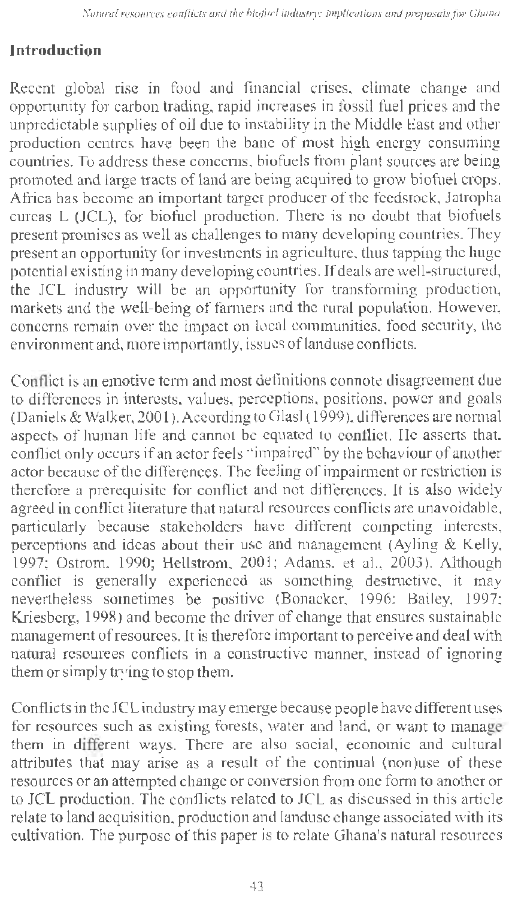## Introduction

Recent global rise in food and financial crises, climate change and opportunity for carbon trading, rapid increases in fossil fuel prices and the unpredictable supplies of oil due to instability in the Middle East and other production centres have been the bane of most high energy consuming countries. To address these concerns, biofuels from plant sources are being promoted and large tracts of land are being acquired to grow biofuel crops. Africa has become an important target producer of the feedstock, Jatropha curcas L (JCL), for biofuel production. There is no doubt that biofuels present promises as well as challenges to many developing countries. They present an opportunity for investments in agriculture, thus tapping the huge potential existing in many developing countries. If deals are well-structured, the JCL industry will be an opportunity for transforming production, markets and the well-being of farmers and the rural population. However, concerns remain over the impact on local communities, food security, the environment and, more importantly, issues of landuse conflicts.

Conflict is an emotive term and most definitions connote disagreement due to differences in interests, values, perceptions, positions, power and goals (Daniels & Walker, 2001). According to Glasl (1999), differences are normal aspects of human life and cannot be equated to conflict. He asserts that conflict only occurs if an actor feels "impaired" by the behaviour of another actor because of the differences. The feeling of impairment or restriction is therefore a prerequisite for conflict and not differences. It is also widely agreed in conflict literature that natural resources conflicts are unavoidable, particularly because stakeholders have different competing interests, perceptions and ideas about their use and management (Ayling & Kelly, 1997; Ostrom, 1990; Hellstrom, 2001; Adams, et al., 2003). Although conflict is generally experienced as something destructive, it may nevertheless sometimes be positive (Bonacker, 1996; Bailey, 1997; Kriesberg, 1998) and become the driver of change that ensures sustainable management of resources. It is therefore important to perceive and deal with natural resources conflicts in a constructive manner, instead of ignoring them or simply trying to stop them.

Conflicts in the JCL industry may emerge because people have different uses for resources such as existing forests, water and land, or want to manage them in different ways. There are also social, economic and cultural attributes that may arise as a result of the continual (non)use of these resources or an attempted change or conversion from one form to another or to JCL production. The conflicts related to JCL as discussed in this article relate to land acquisition, production and landuse change associated with its cultivation. The purpose of this paper is to relate Ghana's natural resources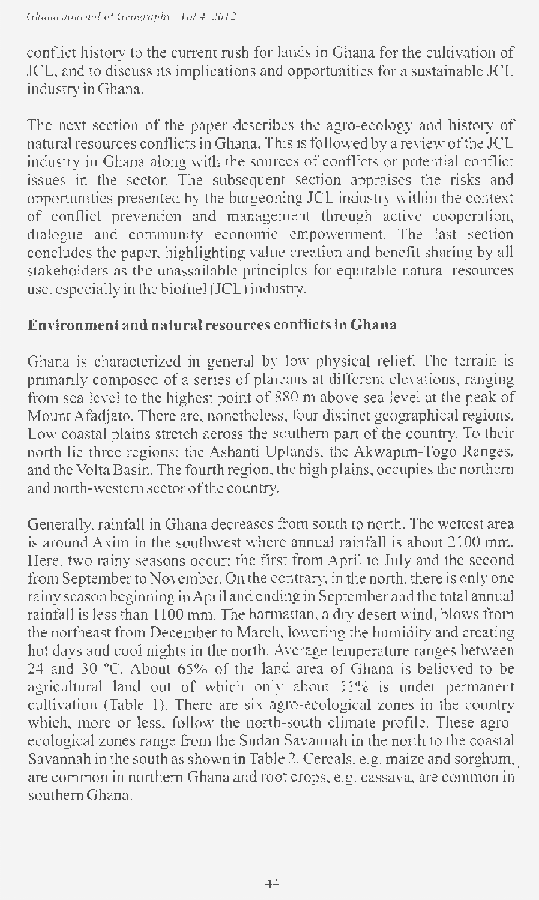conflict history to the current rush for lands in Ghana for the cultivation of JCL, and to discuss its implications and opportunities for a sustainable JCL industry in Ghana.

The next section of the paper describes the agro-ecology and history of natural resources conflicts in Ghana. This is followed by a review of the JCL industry in Ghana along with the sources of conflicts or potential conflict issues in the sector. The subsequent section appraises the risks and opportunities presented by the burgeoning JCL industry within the context of conflict prevention and management through active cooperation, dialogue and community economic empowerment. The last section concludes the paper, highlighting value creation and benefit sharing by all stakeholders as the unassailable principles for equitable natural resources use, especially in the biofuel (JCL) industry.

## Environment and natural resources conflicts in Ghana

Ghana is characterized in general by low physical relief. The terrain is primarily composed of a series of plateaus at different elevations, ranging from sea level to the highest point of 880 m above sea level at the peak of Mount Afadjato. There are, nonetheless, four distinct geographical regions. Low coastal plains stretch across the southern part of the country. To their north lie three regions: the Ashanti Uplands, the Akwapim-Togo Ranges, and the Volta Basin. The fourth region, the high plains, occupies the northern and north-western sector of the country.

Generally, rainfall in Ghana decreases from south to north. The wettest area is around Axim in the southwest where annual rainfall is about 2100 mm. Here, two rainy seasons occur: the first from April to July and the second from September to November. On the contrary, in the north, there is only one rainy season beginning in April and ending in September and the total annual rainfall is less than 1100 mm. The harmattan, a dry desert wind, blows from the northeast from December to March, lowering the humidity and creating hot days and cool nights in the north. Average temperature ranges between 24 and 30 °C. About 65% of the land area of Ghana is believed to be agricultural land out of which only about 11% is under permanent cultivation (Table 1). There are six agro-ecological zones in the country which, more or less, follow the north-south climate profile. These agro-ecological zones range from the Sudan Savannah in the north to the coastal Savannah in the south as shown in Table 2. Cereals, e.g. maize and sorghum, are common in northern Ghana and root crops, e.g. cassava, are common in southern Ghana.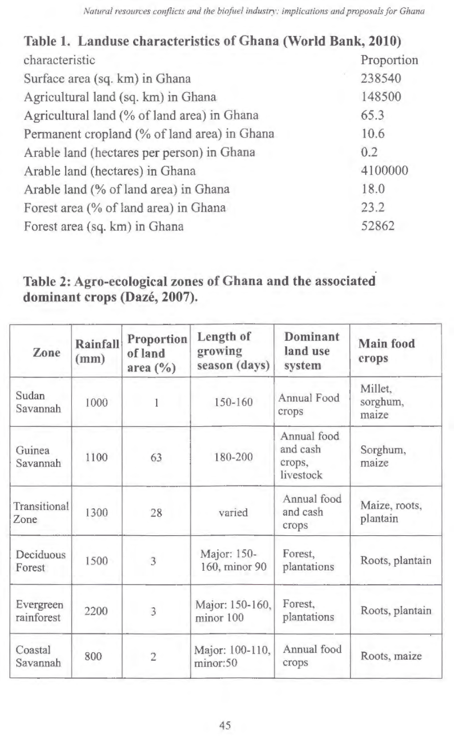**Table 1. Landuse characteristics of Ghana (World Bank, 2010)**

| characteristic | Proportion |
|---|---|
| Surface area (sq. km) in Ghana | 238540 |
| Agricultural land (sq. km) in Ghana | 148500 |
| Agricultural land (% of land area) in Ghana | 65.3 |
| Permanent cropland (% of land area) in Ghana | 10.6 |
| Arable land (hectares per person) in Ghana | 0.2 |
| Arable land (hectares) in Ghana | 4100000 |
| Arable land (% of land area) in Ghana | 18.0 |
| Forest area (% of land area) in Ghana | 23.2 |
| Forest area (sq. km) in Ghana | 52862 |

**Table 2: Agro-ecological zones of Ghana and the associated dominant crops (Dazé, 2007).**

| Zone | Rainfall (mm) | Proportion of land area (%) | Length of growing season (days) | Dominant land use system | Main food crops |
|---|---|---|---|---|---|
| Sudan Savannah | 1000 | 1 | 150-160 | Annual Food crops | Millet, sorghum, maize |
| Guinea Savannah | 1100 | 63 | 180-200 | Annual food and cash crops, livestock | Sorghum, maize |
| Transitional Zone | 1300 | 28 | varied | Annual food and cash crops | Maize, roots, plantain |
| Deciduous Forest | 1500 | 3 | Major: 150-160, minor 90 | Forest, plantations | Roots, plantain |
| Evergreen rainforest | 2200 | 3 | Major: 150-160, minor 100 | Forest, plantations | Roots, plantain |
| Coastal Savannah | 800 | 2 | Major: 100-110, minor:50 | Annual food crops | Roots, maize |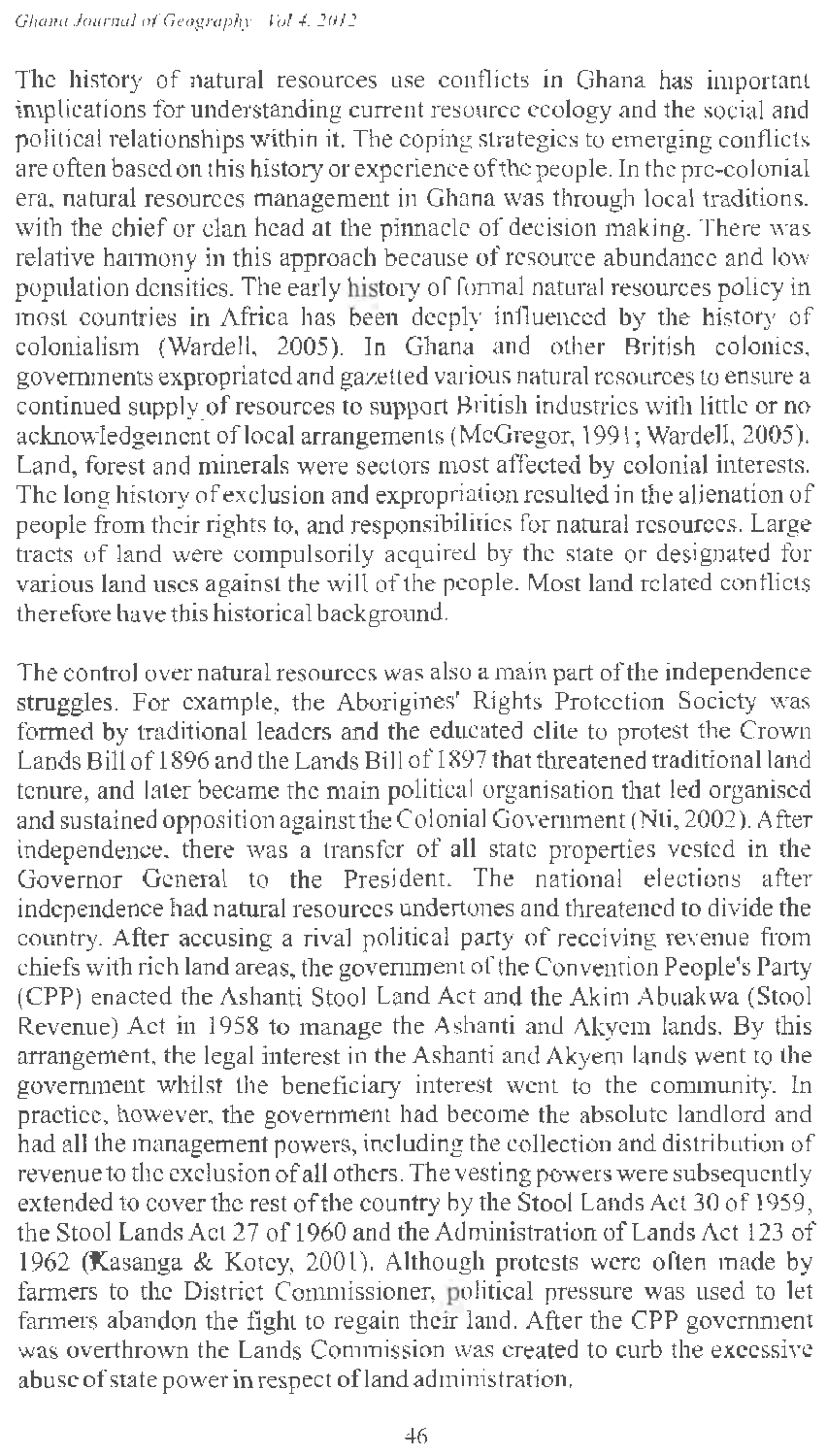The history of natural resources use conflicts in Ghana has important implications for understanding current resource ecology and the social and political relationships within it. The coping strategies to emerging conflicts are often based on this history or experience of the people. In the pre-colonial era, natural resources management in Ghana was through local traditions, with the chief or clan head at the pinnacle of decision making. There was relative harmony in this approach because of resource abundance and low population densities. The early history of formal natural resources policy in most countries in Africa has been deeply influenced by the history of colonialism (Wardell, 2005). In Ghana and other British colonies, governments expropriated and gazetted various natural resources to ensure a continued supply of resources to support British industries with little or no acknowledgement of local arrangements (McGregor, 1991; Wardell, 2005). Land, forest and minerals were sectors most affected by colonial interests. The long history of exclusion and expropriation resulted in the alienation of people from their rights to, and responsibilities for natural resources. Large tracts of land were compulsorily acquired by the state or designated for various land uses against the will of the people. Most land related conflicts therefore have this historical background.

The control over natural resources was also a main part of the independence struggles. For example, the Aborigines' Rights Protection Society was formed by traditional leaders and the educated elite to protest the Crown Lands Bill of 1896 and the Lands Bill of 1897 that threatened traditional land tenure, and later became the main political organisation that led organised and sustained opposition against the Colonial Government (Nti, 2002). After independence, there was a transfer of all state properties vested in the Governor General to the President. The national elections after independence had natural resources undertones and threatened to divide the country. After accusing a rival political party of receiving revenue from chiefs with rich land areas, the government of the Convention People's Party (CPP) enacted the Ashanti Stool Land Act and the Akim Abuakwa (Stool Revenue) Act in 1958 to manage the Ashanti and Akyem lands. By this arrangement, the legal interest in the Ashanti and Akyem lands went to the government whilst the beneficiary interest went to the community. In practice, however, the government had become the absolute landlord and had all the management powers, including the collection and distribution of revenue to the exclusion of all others. The vesting powers were subsequently extended to cover the rest of the country by the Stool Lands Act 30 of 1959, the Stool Lands Act 27 of 1960 and the Administration of Lands Act 123 of 1962 (Kasanga & Kotey, 2001). Although protests were often made by farmers to the District Commissioner, political pressure was used to let farmers abandon the fight to regain their land. After the CPP government was overthrown the Lands Commission was created to curb the excessive abuse of state power in respect of land administration.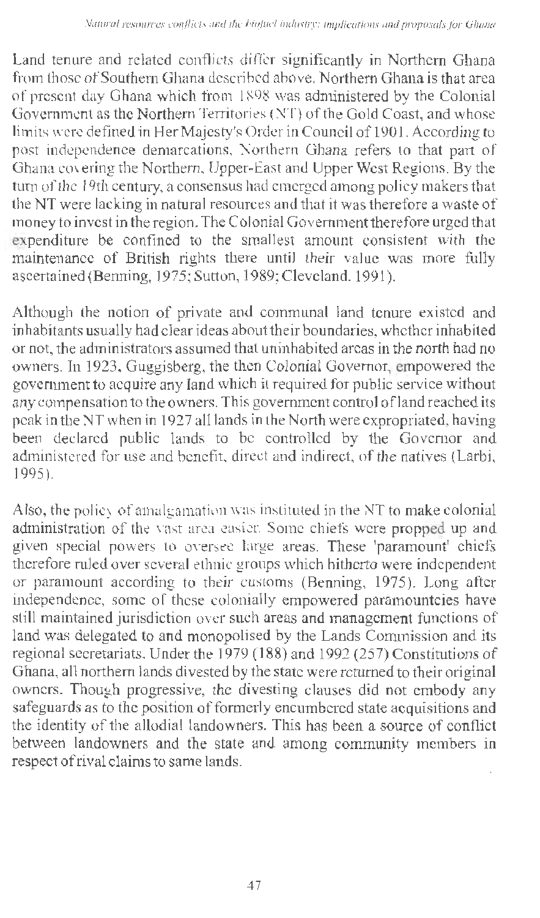Land tenure and related conflicts differ significantly in Northern Ghana from those of Southern Ghana described above. Northern Ghana is that area of present day Ghana which from 1898 was administered by the Colonial Government as the Northern Territories (NT) of the Gold Coast, and whose limits were defined in Her Majesty's Order in Council of 1901. According to post independence demarcations, Northern Ghana refers to that part of Ghana covering the Northern, Upper-East and Upper West Regions. By the turn of the 19th century, a consensus had emerged among policy makers that the NT were lacking in natural resources and that it was therefore a waste of money to invest in the region. The Colonial Government therefore urged that expenditure be confined to the smallest amount consistent with the maintenance of British rights there until their value was more fully ascertained (Benning, 1975; Sutton, 1989; Cleveland. 1991).

Although the notion of private and communal land tenure existed and inhabitants usually had clear ideas about their boundaries, whether inhabited or not, the administrators assumed that uninhabited areas in the north had no owners. In 1923, Guggisberg, the then Colonial Governor, empowered the government to acquire any land which it required for public service without any compensation to the owners. This government control of land reached its peak in the NT when in 1927 all lands in the North were expropriated, having been declared public lands to be controlled by the Governor and administered for use and benefit, direct and indirect, of the natives (Larbi, 1995).

Also, the policy of amalgamation was instituted in the NT to make colonial administration of the vast area easier. Some chiefs were propped up and given special powers to oversee large areas. These 'paramount' chiefs therefore ruled over several ethnic groups which hitherto were independent or paramount according to their customs (Benning, 1975). Long after independence, some of these colonially empowered paramountcies have still maintained jurisdiction over such areas and management functions of land was delegated to and monopolised by the Lands Commission and its regional secretariats. Under the 1979 (188) and 1992 (257) Constitutions of Ghana, all northern lands divested by the state were returned to their original owners. Though progressive, the divesting clauses did not embody any safeguards as to the position of formerly encumbered state acquisitions and the identity of the allodial landowners. This has been a source of conflict between landowners and the state and among community members in respect of rival claims to same lands.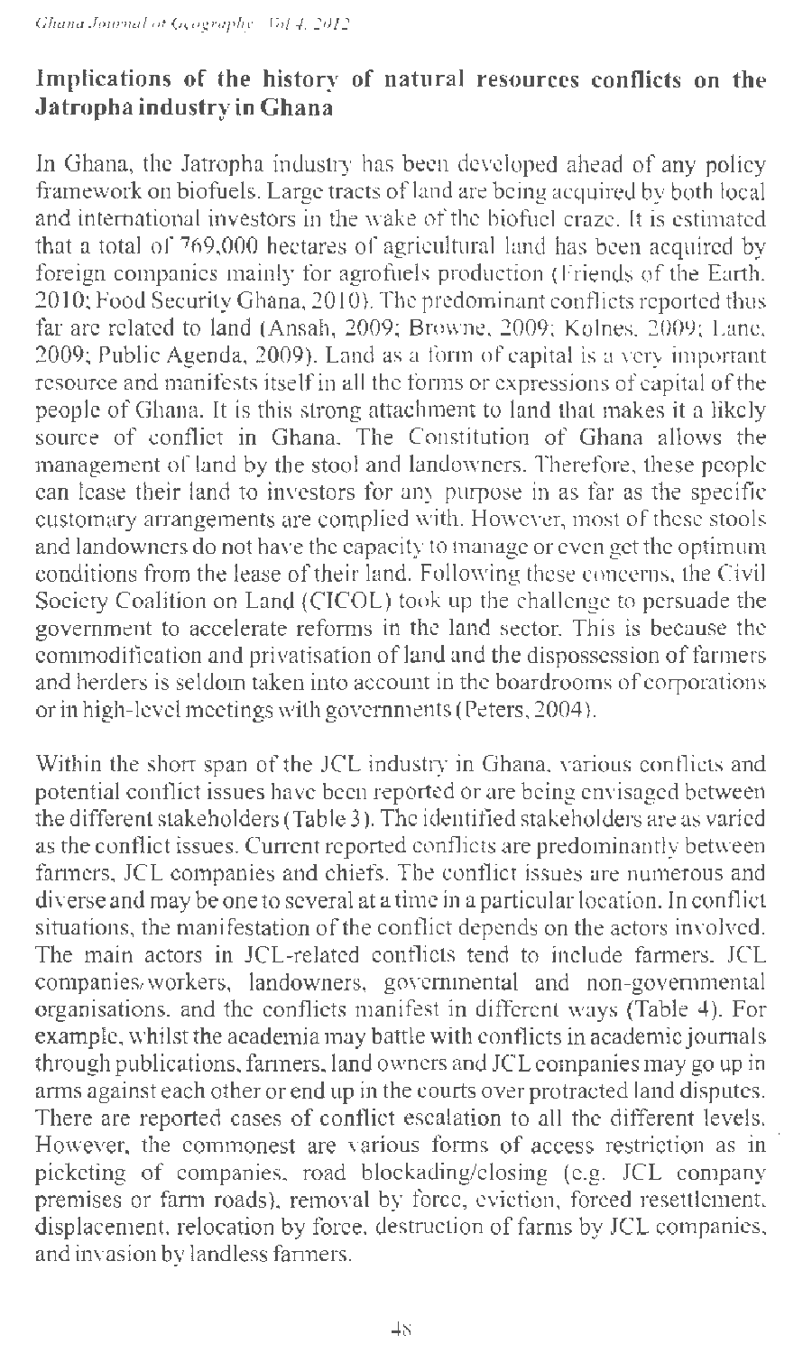## Implications of the history of natural resources conflicts on the Jatropha industry in Ghana

In Ghana, the Jatropha industry has been developed ahead of any policy framework on biofuels. Large tracts of land are being acquired by both local and international investors in the wake of the biofuel craze. It is estimated that a total of 769,000 hectares of agricultural land has been acquired by foreign companies mainly for agrofuels production (Friends of the Earth, 2010; Food Security Ghana, 2010). The predominant conflicts reported thus far are related to land (Ansah, 2009; Browne, 2009; Kolnes, 2009; Lane, 2009; Public Agenda, 2009). Land as a form of capital is a very important resource and manifests itself in all the forms or expressions of capital of the people of Ghana. It is this strong attachment to land that makes it a likely source of conflict in Ghana. The Constitution of Ghana allows the management of land by the stool and landowners. Therefore, these people can lease their land to investors for any purpose in as far as the specific customary arrangements are complied with. However, most of these stools and landowners do not have the capacity to manage or even get the optimum conditions from the lease of their land. Following these concerns, the Civil Society Coalition on Land (CICOL) took up the challenge to persuade the government to accelerate reforms in the land sector. This is because the commodification and privatisation of land and the dispossession of farmers and herders is seldom taken into account in the boardrooms of corporations or in high-level meetings with governments (Peters, 2004).

Within the short span of the JCL industry in Ghana, various conflicts and potential conflict issues have been reported or are being envisaged between the different stakeholders (Table 3). The identified stakeholders are as varied as the conflict issues. Current reported conflicts are predominantly between farmers, JCL companies and chiefs. The conflict issues are numerous and diverse and may be one to several at a time in a particular location. In conflict situations, the manifestation of the conflict depends on the actors involved. The main actors in JCL-related conflicts tend to include farmers, JCL companies/workers, landowners, governmental and non-governmental organisations, and the conflicts manifest in different ways (Table 4). For example, whilst the academia may battle with conflicts in academic journals through publications, farmers, land owners and JCL companies may go up in arms against each other or end up in the courts over protracted land disputes. There are reported cases of conflict escalation to all the different levels. However, the commonest are various forms of access restriction as in picketing of companies, road blockading/closing (e.g. JCL company premises or farm roads), removal by force, eviction, forced resettlement, displacement, relocation by force, destruction of farms by JCL companies, and invasion by landless farmers.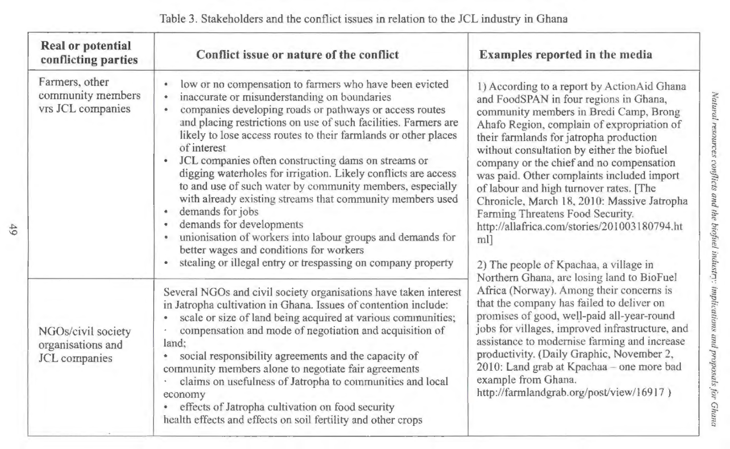Table 3. Stakeholders and the conflict issues in relation to the JCL industry in Ghana

| Real or potential conflicting parties | Conflict issue or nature of the conflict | Examples reported in the media |
|---|---|---|
| Farmers, other community members vrs JCL companies | • low or no compensation to farmers who have been evicted<br>• inaccurate or misunderstanding on boundaries<br>• companies developing roads or pathways or access routes and placing restrictions on use of such facilities. Farmers are likely to lose access routes to their farmlands or other places of interest<br>• JCL companies often constructing dams on streams or digging waterholes for irrigation. Likely conflicts are access to and use of such water by community members, especially with already existing streams that community members used<br>• demands for jobs<br>• demands for developments<br>• unionisation of workers into labour groups and demands for better wages and conditions for workers<br>• stealing or illegal entry or trespassing on company property | 1) According to a report by ActionAid Ghana and FoodSPAN in four regions in Ghana, community members in Bredi Camp, Brong Ahafo Region, complain of expropriation of their farmlands for jatropha production without consultation by either the biofuel company or the chief and no compensation was paid. Other complaints included import of labour and high turnover rates. [The Chronicle, March 18, 2010: Massive Jatropha Farming Threatens Food Security. http://allafrica.com/stories/201003180794.html]<br><br>2) The people of Kpachaa, a village in Northern Ghana, are losing land to BioFuel Africa (Norway). Among their concerns is that the company has failed to deliver on promises of good, well-paid all-year-round jobs for villages, improved infrastructure, and assistance to modernise farming and increase productivity. (Daily Graphic, November 2, 2010: Land grab at Kpachaa – one more bad example from Ghana. http://farmlandgrab.org/post/view/16917 ) |
| NGOs/civil society organisations and JCL companies | Several NGOs and civil society organisations have taken interest in Jatropha cultivation in Ghana. Issues of contention include:<br>• scale or size of land being acquired at various communities;<br>• compensation and mode of negotiation and acquisition of land;<br>• social responsibility agreements and the capacity of community members alone to negotiate fair agreements<br>• claims on usefulness of Jatropha to communities and local economy<br>• effects of Jatropha cultivation on food security<br>health effects and effects on soil fertility and other crops | |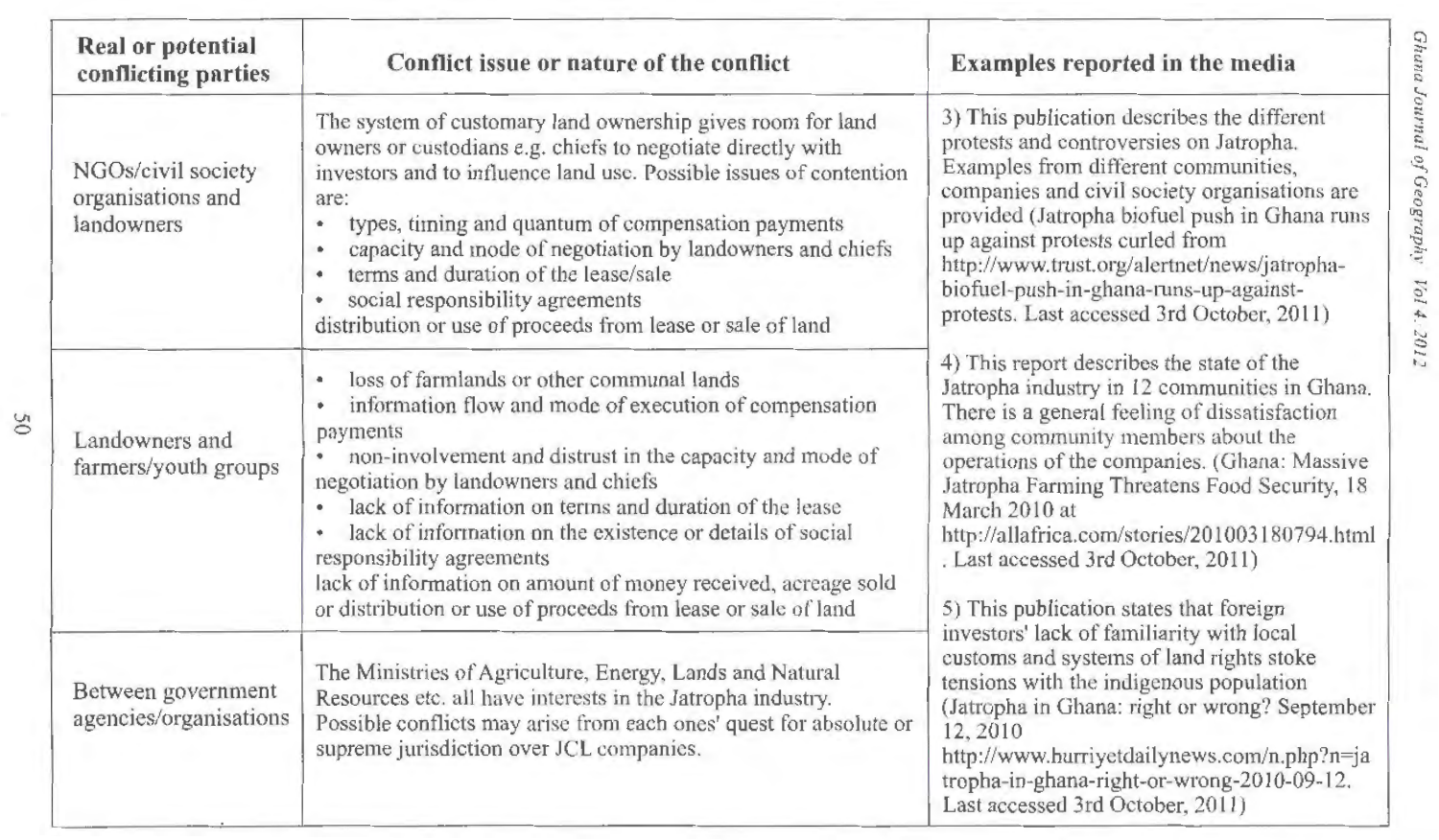| Real or potential conflicting parties | Conflict issue or nature of the conflict | Examples reported in the media |
|---|---|---|
| NGOs/civil society organisations and landowners | The system of customary land ownership gives room for land owners or custodians e.g. chiefs to negotiate directly with investors and to influence land use. Possible issues of contention are: <br>• types, timing and quantum of compensation payments <br>• capacity and mode of negotiation by landowners and chiefs <br>• terms and duration of the lease/sale <br>• social responsibility agreements <br>distribution or use of proceeds from lease or sale of land | 3) This publication describes the different protests and controversies on Jatropha. Examples from different communities, companies and civil society organisations are provided (Jatropha biofuel push in Ghana runs up against protests curled from http://www.trust.org/alertnet/news/jatropha-biofuel-push-in-ghana-runs-up-against-protests. Last accessed 3rd October, 2011) |
| Landowners and farmers/youth groups | • loss of farmlands or other communal lands <br>• information flow and mode of execution of compensation payments <br>• non-involvement and distrust in the capacity and mode of negotiation by landowners and chiefs <br>• lack of information on terms and duration of the lease <br>• lack of information on the existence or details of social responsibility agreements <br>lack of information on amount of money received, acreage sold or distribution or use of proceeds from lease or sale of land | 4) This report describes the state of the Jatropha industry in 12 communities in Ghana. There is a general feeling of dissatisfaction among community members about the operations of the companies. (Ghana: Massive Jatropha Farming Threatens Food Security, 18 March 2010 at http://allafrica.com/stories/201003180794.html. Last accessed 3rd October, 2011) |
| Between government agencies/organisations | The Ministries of Agriculture, Energy, Lands and Natural Resources etc. all have interests in the Jatropha industry. Possible conflicts may arise from each ones' quest for absolute or supreme jurisdiction over JCL companies. | 5) This publication states that foreign investors' lack of familiarity with local customs and systems of land rights stoke tensions with the indigenous population (Jatropha in Ghana: right or wrong? September 12, 2010 http://www.hurriyetdailynews.com/n.php?n=jatropha-in-ghana-right-or-wrong-2010-09-12. Last accessed 3rd October, 2011) |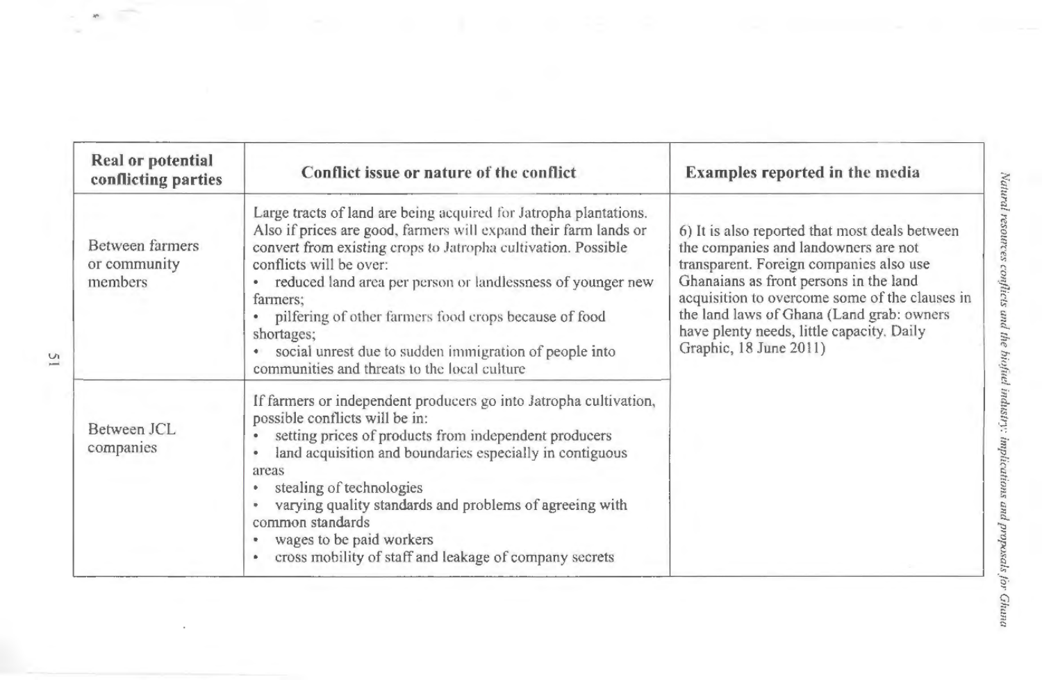| Real or potential conflicting parties | Conflict issue or nature of the conflict | Examples reported in the media |
|---|---|---|
| Between farmers or community members | Large tracts of land are being acquired for Jatropha plantations. Also if prices are good, farmers will expand their farm lands or convert from existing crops to Jatropha cultivation. Possible conflicts will be over:<br>• reduced land area per person or landlessness of younger new farmers;<br>• pilfering of other farmers food crops because of food shortages;<br>• social unrest due to sudden immigration of people into communities and threats to the local culture | 6) It is also reported that most deals between the companies and landowners are not transparent. Foreign companies also use Ghanaians as front persons in the land acquisition to overcome some of the clauses in the land laws of Ghana (Land grab: owners have plenty needs, little capacity. Daily Graphic, 18 June 2011) |
| Between JCL companies | If farmers or independent producers go into Jatropha cultivation, possible conflicts will be in:<br>• setting prices of products from independent producers<br>• land acquisition and boundaries especially in contiguous areas<br>• stealing of technologies<br>• varying quality standards and problems of agreeing with common standards<br>• wages to be paid workers<br>• cross mobility of staff and leakage of company secrets | |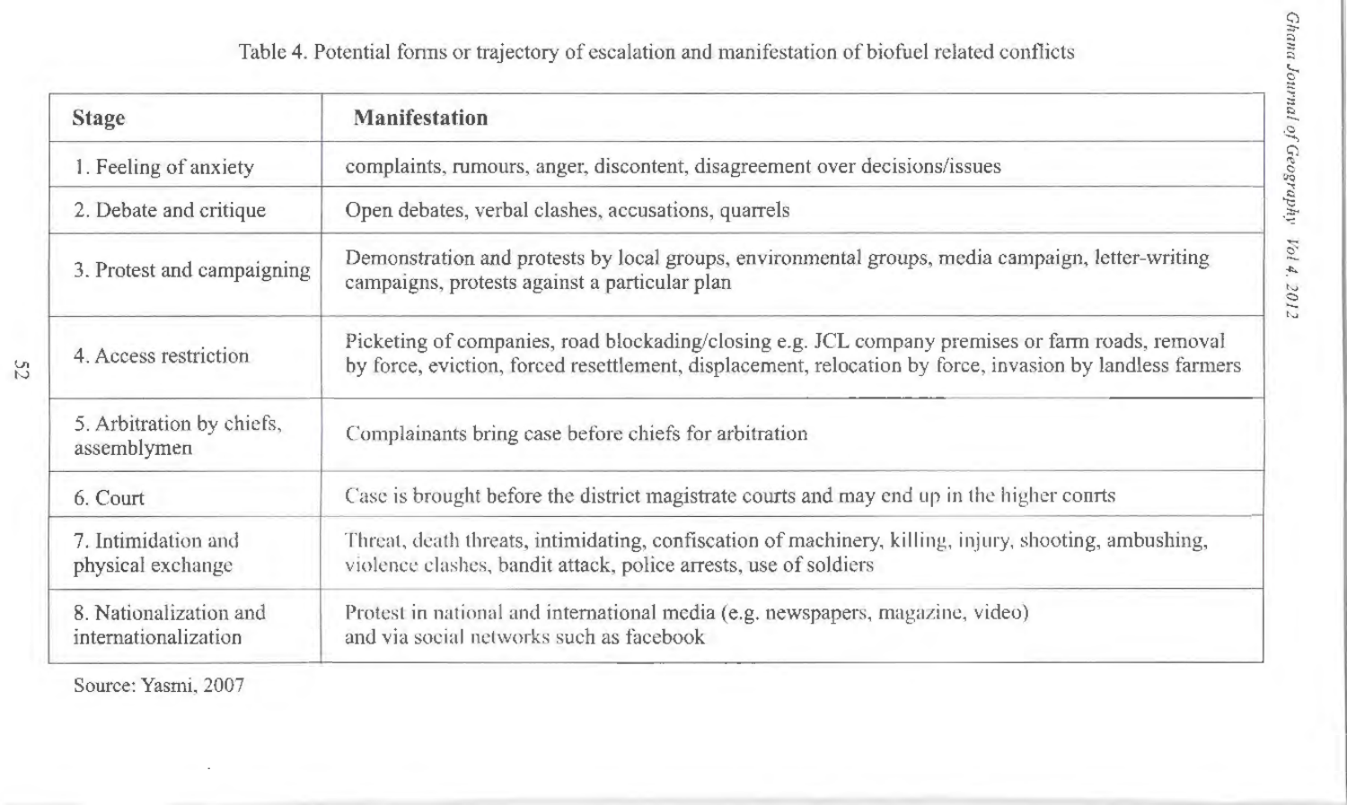Table 4. Potential forms or trajectory of escalation and manifestation of biofuel related conflicts

| Stage | Manifestation |
|---|---|
| 1. Feeling of anxiety | complaints, rumours, anger, discontent, disagreement over decisions/issues |
| 2. Debate and critique | Open debates, verbal clashes, accusations, quarrels |
| 3. Protest and campaigning | Demonstration and protests by local groups, environmental groups, media campaign, letter-writing campaigns, protests against a particular plan |
| 4. Access restriction | Picketing of companies, road blockading/closing e.g. JCL company premises or farm roads, removal by force, eviction, forced resettlement, displacement, relocation by force, invasion by landless farmers |
| 5. Arbitration by chiefs, assemblymen | Complainants bring case before chiefs for arbitration |
| 6. Court | Case is brought before the district magistrate courts and may end up in the higher courts |
| 7. Intimidation and physical exchange | Threat, death threats, intimidating, confiscation of machinery, killing, injury, shooting, ambushing, violence clashes, bandit attack, police arrests, use of soldiers |
| 8. Nationalization and internationalization | Protest in national and international media (e.g. newspapers, magazine, video) and via social networks such as facebook |

Source: Yasmi, 2007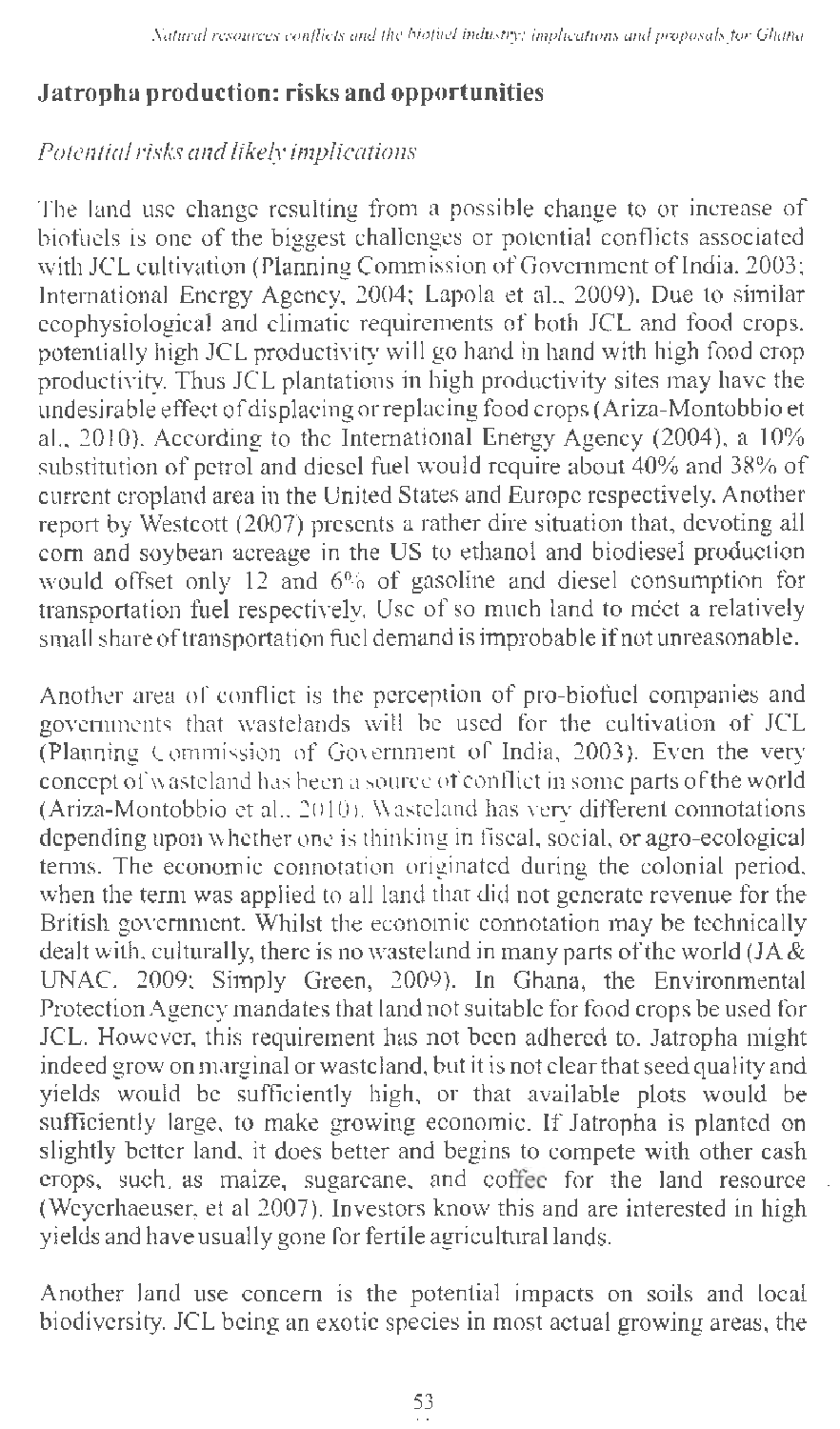## Jatropha production: risks and opportunities

### *Potential risks and likely implications*

The land use change resulting from a possible change to or increase of biofuels is one of the biggest challenges or potential conflicts associated with JCL cultivation (Planning Commission of Government of India, 2003; International Energy Agency, 2004; Lapola et al., 2009). Due to similar ecophysiological and climatic requirements of both JCL and food crops, potentially high JCL productivity will go hand in hand with high food crop productivity. Thus JCL plantations in high productivity sites may have the undesirable effect of displacing or replacing food crops (Ariza-Montobbio et al., 2010). According to the International Energy Agency (2004), a 10% substitution of petrol and diesel fuel would require about 40% and 38% of current cropland area in the United States and Europe respectively. Another report by Westcott (2007) presents a rather dire situation that, devoting all corn and soybean acreage in the US to ethanol and biodiesel production would offset only 12 and 6% of gasoline and diesel consumption for transportation fuel respectively. Use of so much land to meet a relatively small share of transportation fuel demand is improbable if not unreasonable.

Another area of conflict is the perception of pro-biofuel companies and governments that wastelands will be used for the cultivation of JCL (Planning Commission of Government of India, 2003). Even the very concept of wasteland has been a source of conflict in some parts of the world (Ariza-Montobbio et al., 2010). Wasteland has very different connotations depending upon whether one is thinking in fiscal, social, or agro-ecological terms. The economic connotation originated during the colonial period, when the term was applied to all land that did not generate revenue for the British government. Whilst the economic connotation may be technically dealt with, culturally, there is no wasteland in many parts of the world (JA & UNAC, 2009; Simply Green, 2009). In Ghana, the Environmental Protection Agency mandates that land not suitable for food crops be used for JCL. However, this requirement has not been adhered to. Jatropha might indeed grow on marginal or wasteland, but it is not clear that seed quality and yields would be sufficiently high, or that available plots would be sufficiently large, to make growing economic. If Jatropha is planted on slightly better land, it does better and begins to compete with other cash crops, such, as maize, sugarcane, and coffee for the land resource (Weyerhaeuser, et al 2007). Investors know this and are interested in high yields and have usually gone for fertile agricultural lands.

Another land use concern is the potential impacts on soils and local biodiversity. JCL being an exotic species in most actual growing areas, the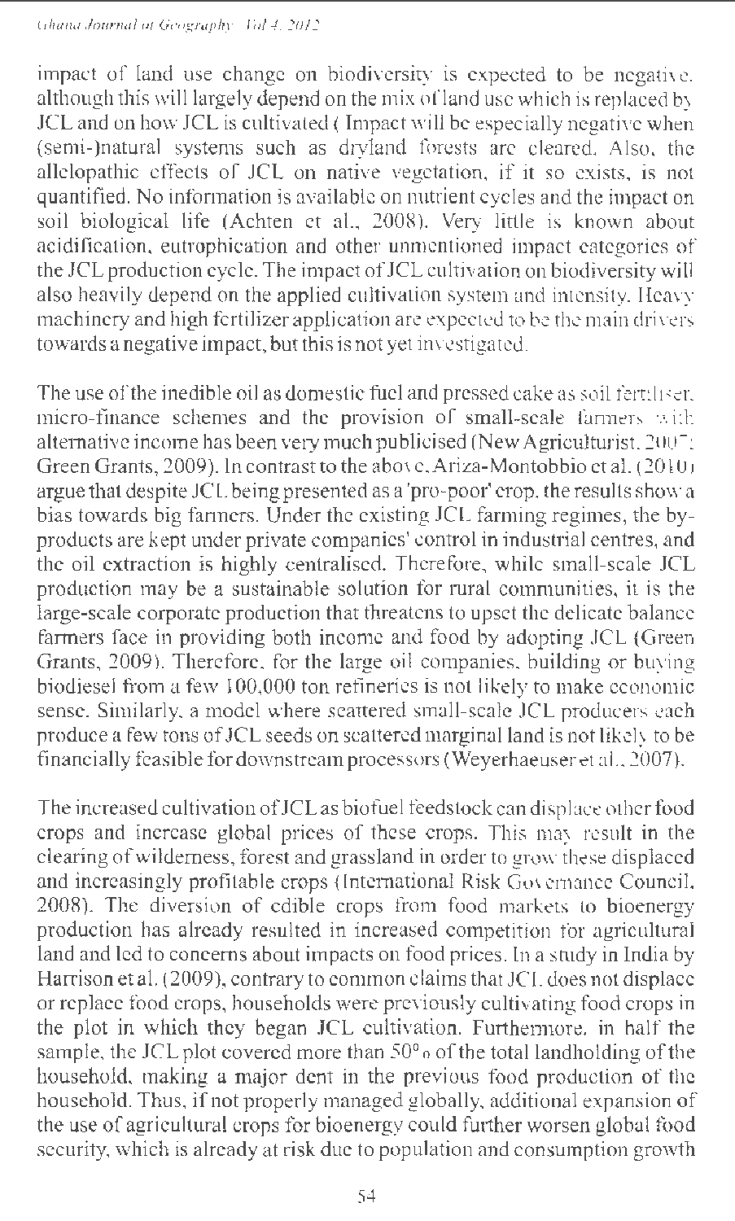impact of land use change on biodiversity is expected to be negative, although this will largely depend on the mix of land use which is replaced by JCL and on how JCL is cultivated ( Impact will be especially negative when (semi-)natural systems such as dryland forests are cleared. Also, the allelopathic effects of JCL on native vegetation, if it so exists, is not quantified. No information is available on nutrient cycles and the impact on soil biological life (Achten et al., 2008). Very little is known about acidification, eutrophication and other unmentioned impact categories of the JCL production cycle. The impact of JCL cultivation on biodiversity will also heavily depend on the applied cultivation system and intensity. Heavy machinery and high fertilizer application are expected to be the main drivers towards a negative impact, but this is not yet investigated.

The use of the inedible oil as domestic fuel and pressed cake as soil fertiliser, micro-finance schemes and the provision of small-scale farmers with alternative income has been very much publicised (New Agriculturist, 2007; Green Grants, 2009). In contrast to the above, Ariza-Montobbio et al. (2010) argue that despite JCL being presented as a 'pro-poor' crop, the results show a bias towards big farmers. Under the existing JCL farming regimes, the by-products are kept under private companies' control in industrial centres, and the oil extraction is highly centralised. Therefore, while small-scale JCL production may be a sustainable solution for rural communities, it is the large-scale corporate production that threatens to upset the delicate balance farmers face in providing both income and food by adopting JCL (Green Grants, 2009). Therefore, for the large oil companies, building or buying biodiesel from a few 100,000 ton refineries is not likely to make economic sense. Similarly, a model where scattered small-scale JCL producers each produce a few tons of JCL seeds on scattered marginal land is not likely to be financially feasible for downstream processors (Weyerhaeuser et al., 2007).

The increased cultivation of JCL as biofuel feedstock can displace other food crops and increase global prices of these crops. This may result in the clearing of wilderness, forest and grassland in order to grow these displaced and increasingly profitable crops (International Risk Governance Council, 2008). The diversion of edible crops from food markets to bioenergy production has already resulted in increased competition for agricultural land and led to concerns about impacts on food prices. In a study in India by Harrison et al. (2009), contrary to common claims that JCL does not displace or replace food crops, households were previously cultivating food crops in the plot in which they began JCL cultivation. Furthermore, in half the sample, the JCL plot covered more than 50% of the total landholding of the household, making a major dent in the previous food production of the household. Thus, if not properly managed globally, additional expansion of the use of agricultural crops for bioenergy could further worsen global food security, which is already at risk due to population and consumption growth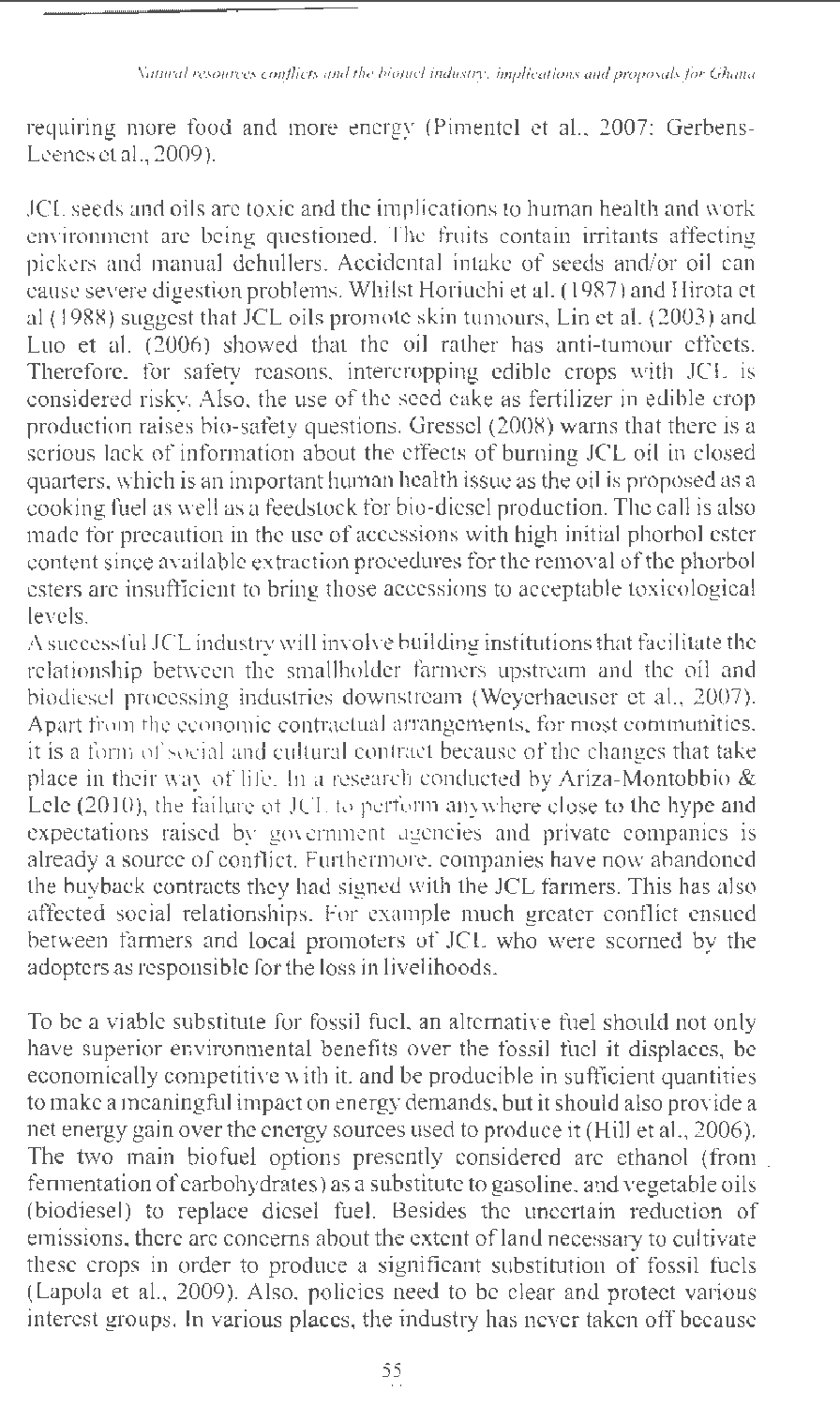requiring more food and more energy (Pimentel et al., 2007; Gerbens-Leenes et al., 2009).

JCL seeds and oils are toxic and the implications to human health and work environment are being questioned. The fruits contain irritants affecting pickers and manual dehullers. Accidental intake of seeds and/or oil can cause severe digestion problems. Whilst Horiuchi et al. (1987) and Hirota et al (1988) suggest that JCL oils promote skin tumours, Lin et al. (2003) and Luo et al. (2006) showed that the oil rather has anti-tumour effects. Therefore, for safety reasons, intercropping edible crops with JCL is considered risky. Also, the use of the seed cake as fertilizer in edible crop production raises bio-safety questions. Gressel (2008) warns that there is a serious lack of information about the effects of burning JCL oil in closed quarters, which is an important human health issue as the oil is proposed as a cooking fuel as well as a feedstock for bio-diesel production. The call is also made for precaution in the use of accessions with high initial phorbol ester content since available extraction procedures for the removal of the phorbol esters are insufficient to bring those accessions to acceptable toxicological levels.

A successful JCL industry will involve building institutions that facilitate the relationship between the smallholder farmers upstream and the oil and biodiesel processing industries downstream (Weyerhaeuser et al., 2007). Apart from the economic contractual arrangements, for most communities, it is a form of social and cultural contract because of the changes that take place in their way of life. In a research conducted by Ariza-Montobbio & Lele (2010), the failure of JCL to perform anywhere close to the hype and expectations raised by government agencies and private companies is already a source of conflict. Furthermore, companies have now abandoned the buyback contracts they had signed with the JCL farmers. This has also affected social relationships. For example much greater conflict ensued between farmers and local promoters of JCL who were scorned by the adopters as responsible for the loss in livelihoods.

To be a viable substitute for fossil fuel, an alternative fuel should not only have superior environmental benefits over the fossil fuel it displaces, be economically competitive with it, and be producible in sufficient quantities to make a meaningful impact on energy demands, but it should also provide a net energy gain over the energy sources used to produce it (Hill et al., 2006). The two main biofuel options presently considered are ethanol (from fermentation of carbohydrates) as a substitute to gasoline, and vegetable oils (biodiesel) to replace diesel fuel. Besides the uncertain reduction of emissions, there are concerns about the extent of land necessary to cultivate these crops in order to produce a significant substitution of fossil fuels (Lapola et al., 2009). Also, policies need to be clear and protect various interest groups. In various places, the industry has never taken off because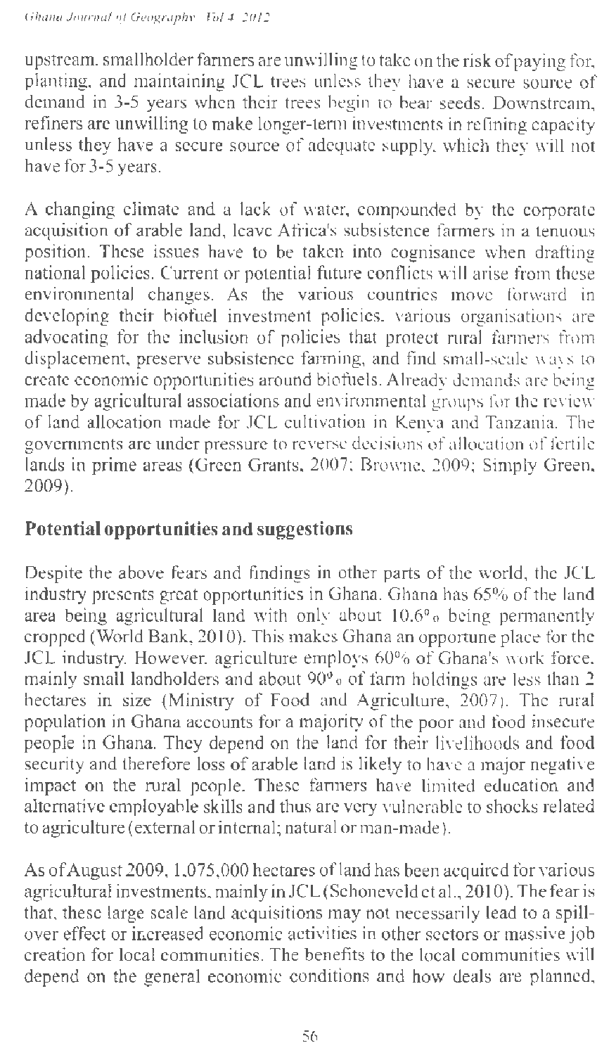upstream, smallholder farmers are unwilling to take on the risk of paying for, planting, and maintaining JCL trees unless they have a secure source of demand in 3-5 years when their trees begin to bear seeds. Downstream, refiners are unwilling to make longer-term investments in refining capacity unless they have a secure source of adequate supply, which they will not have for 3-5 years.

A changing climate and a lack of water, compounded by the corporate acquisition of arable land, leave Africa's subsistence farmers in a tenuous position. These issues have to be taken into cognisance when drafting national policies. Current or potential future conflicts will arise from these environmental changes. As the various countries move forward in developing their biofuel investment policies, various organisations are advocating for the inclusion of policies that protect rural farmers from displacement, preserve subsistence farming, and find small-scale ways to create economic opportunities around biofuels. Already demands are being made by agricultural associations and environmental groups for the review of land allocation made for JCL cultivation in Kenya and Tanzania. The governments are under pressure to reverse decisions of allocation of fertile lands in prime areas (Green Grants, 2007; Browne, 2009; Simply Green, 2009).

## Potential opportunities and suggestions

Despite the above fears and findings in other parts of the world, the JCL industry presents great opportunities in Ghana. Ghana has 65% of the land area being agricultural land with only about 10.6% being permanently cropped (World Bank, 2010). This makes Ghana an opportune place for the JCL industry. However, agriculture employs 60% of Ghana's work force, mainly small landholders and about 90% of farm holdings are less than 2 hectares in size (Ministry of Food and Agriculture, 2007). The rural population in Ghana accounts for a majority of the poor and food insecure people in Ghana. They depend on the land for their livelihoods and food security and therefore loss of arable land is likely to have a major negative impact on the rural people. These farmers have limited education and alternative employable skills and thus are very vulnerable to shocks related to agriculture (external or internal; natural or man-made).

As of August 2009, 1,075,000 hectares of land has been acquired for various agricultural investments, mainly in JCL (Schoneveld et al., 2010). The fear is that, these large scale land acquisitions may not necessarily lead to a spill-over effect or increased economic activities in other sectors or massive job creation for local communities. The benefits to the local communities will depend on the general economic conditions and how deals are planned,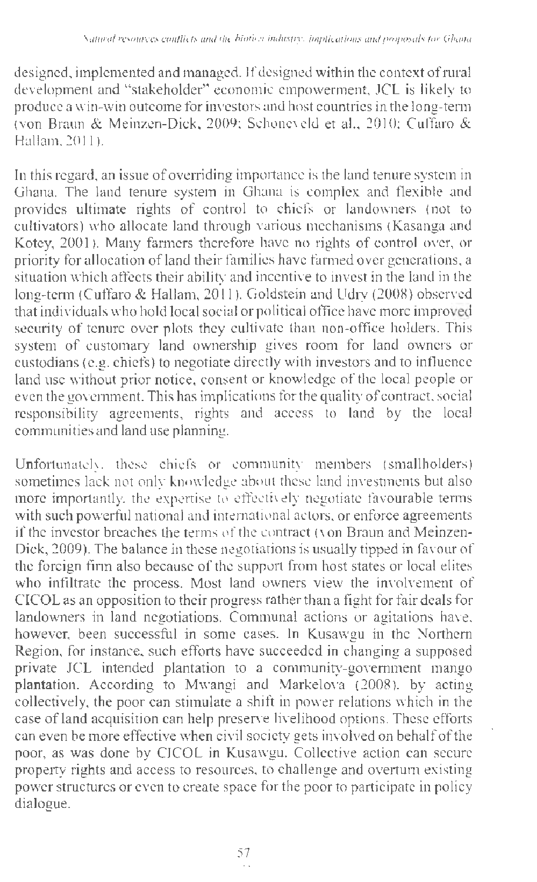designed, implemented and managed. If designed within the context of rural development and "stakeholder" economic empowerment, JCL is likely to produce a win-win outcome for investors and host countries in the long-term (von Braun & Meinzen-Dick, 2009; Schoneveld et al., 2010; Cuffaro & Hallam, 2011).

In this regard, an issue of overriding importance is the land tenure system in Ghana. The land tenure system in Ghana is complex and flexible and provides ultimate rights of control to chiefs or landowners (not to cultivators) who allocate land through various mechanisms (Kasanga and Kotey, 2001). Many farmers therefore have no rights of control over, or priority for allocation of land their families have farmed over generations, a situation which affects their ability and incentive to invest in the land in the long-term (Cuffaro & Hallam, 2011). Goldstein and Udry (2008) observed that individuals who hold local social or political office have more improved security of tenure over plots they cultivate than non-office holders. This system of customary land ownership gives room for land owners or custodians (e.g. chiefs) to negotiate directly with investors and to influence land use without prior notice, consent or knowledge of the local people or even the government. This has implications for the quality of contract, social responsibility agreements, rights and access to land by the local communities and land use planning.

Unfortunately, these chiefs or community members (smallholders) sometimes lack not only knowledge about these land investments but also more importantly, the expertise to effectively negotiate favourable terms with such powerful national and international actors, or enforce agreements if the investor breaches the terms of the contract (von Braun and Meinzen-Dick, 2009). The balance in these negotiations is usually tipped in favour of the foreign firm also because of the support from host states or local elites who infiltrate the process. Most land owners view the involvement of CICOL as an opposition to their progress rather than a fight for fair deals for landowners in land negotiations. Communal actions or agitations have, however, been successful in some cases. In Kusawgu in the Northern Region, for instance, such efforts have succeeded in changing a supposed private JCL intended plantation to a community-government mango plantation. According to Mwangi and Markelova (2008), by acting collectively, the poor can stimulate a shift in power relations which in the case of land acquisition can help preserve livelihood options. These efforts can even be more effective when civil society gets involved on behalf of the poor, as was done by CICOL in Kusawgu. Collective action can secure property rights and access to resources, to challenge and overturn existing power structures or even to create space for the poor to participate in policy dialogue.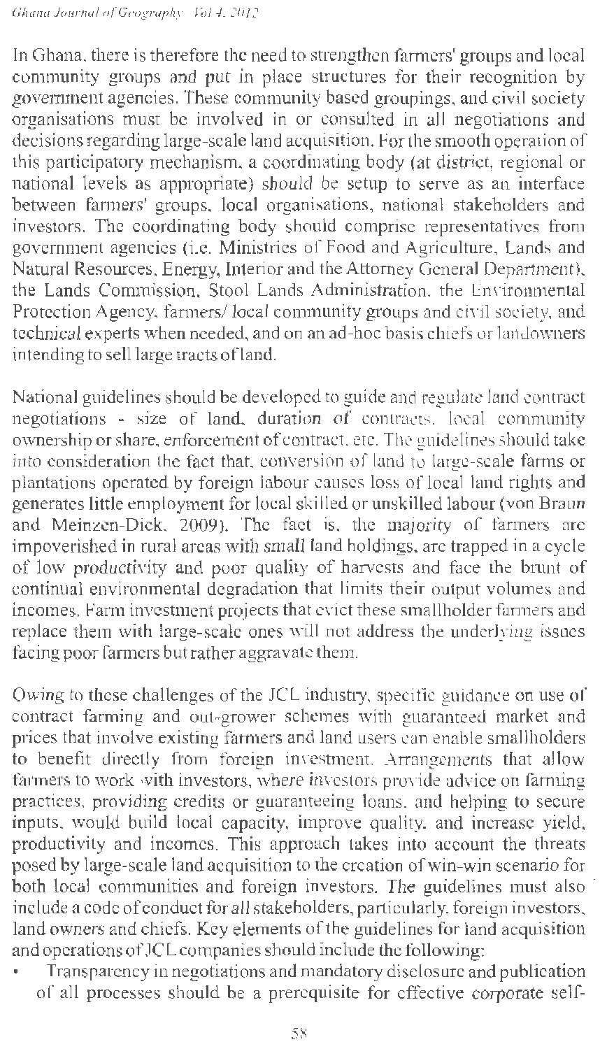In Ghana, there is therefore the need to strengthen farmers' groups and local community groups and put in place structures for their recognition by government agencies. These community based groupings, and civil society organisations must be involved in or consulted in all negotiations and decisions regarding large-scale land acquisition. For the smooth operation of this participatory mechanism, a coordinating body (at district, regional or national levels as appropriate) should be setup to serve as an interface between farmers' groups, local organisations, national stakeholders and investors. The coordinating body should comprise representatives from government agencies (i.e. Ministries of Food and Agriculture, Lands and Natural Resources, Energy, Interior and the Attorney General Department), the Lands Commission, Stool Lands Administration, the Environmental Protection Agency, farmers/ local community groups and civil society, and technical experts when needed, and on an ad-hoc basis chiefs or landowners intending to sell large tracts of land.

National guidelines should be developed to guide and regulate land contract negotiations - size of land, duration of contracts, local community ownership or share, enforcement of contract, etc. The guidelines should take into consideration the fact that, conversion of land to large-scale farms or plantations operated by foreign labour causes loss of local land rights and generates little employment for local skilled or unskilled labour (von Braun and Meinzen-Dick, 2009). The fact is, the majority of farmers are impoverished in rural areas with small land holdings, are trapped in a cycle of low productivity and poor quality of harvests and face the brunt of continual environmental degradation that limits their output volumes and incomes. Farm investment projects that evict these smallholder farmers and replace them with large-scale ones will not address the underlying issues facing poor farmers but rather aggravate them.

Owing to these challenges of the JCL industry, specific guidance on use of contract farming and out-grower schemes with guaranteed market and prices that involve existing farmers and land users can enable smallholders to benefit directly from foreign investment. Arrangements that allow farmers to work with investors, where investors provide advice on farming practices, providing credits or guaranteeing loans, and helping to secure inputs, would build local capacity, improve quality, and increase yield, productivity and incomes. This approach takes into account the threats posed by large-scale land acquisition to the creation of win-win scenario for both local communities and foreign investors. The guidelines must also include a code of conduct for all stakeholders, particularly, foreign investors, land owners and chiefs. Key elements of the guidelines for land acquisition and operations of JCL companies should include the following:

- Transparency in negotiations and mandatory disclosure and publication of all processes should be a prerequisite for effective corporate self-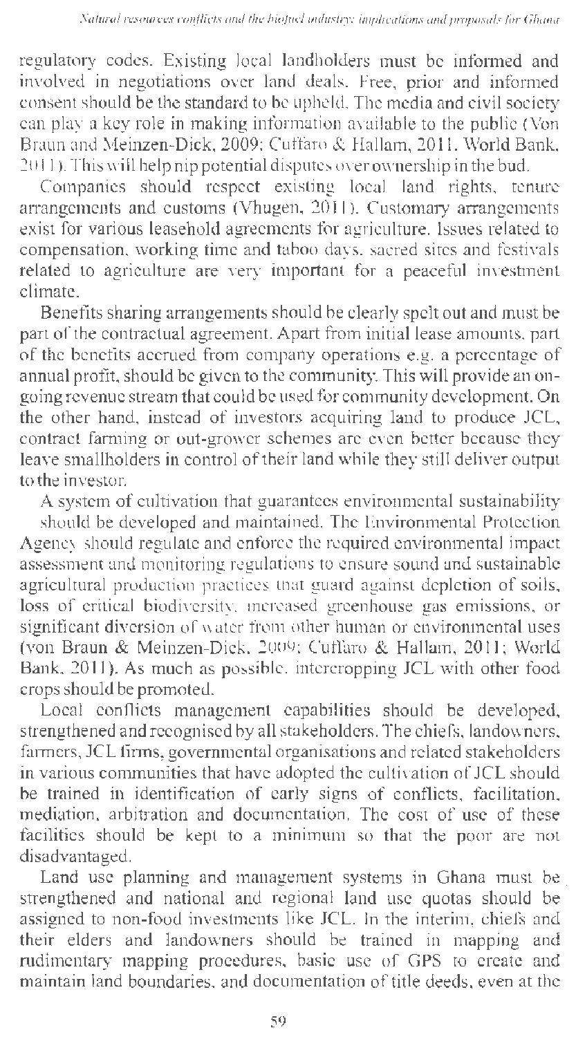regulatory codes. Existing local landholders must be informed and involved in negotiations over land deals. Free, prior and informed consent should be the standard to be upheld. The media and civil society can play a key role in making information available to the public (Von Braun and Meinzen-Dick, 2009; Cuffaro & Hallam, 2011. World Bank, 2011). This will help nip potential disputes over ownership in the bud.

Companies should respect existing local land rights, tenure arrangements and customs (Vhugen, 2011). Customary arrangements exist for various leasehold agreements for agriculture. Issues related to compensation, working time and taboo days, sacred sites and festivals related to agriculture are very important for a peaceful investment climate.

Benefits sharing arrangements should be clearly spelt out and must be part of the contractual agreement. Apart from initial lease amounts, part of the benefits accrued from company operations e.g. a percentage of annual profit, should be given to the community. This will provide an on-going revenue stream that could be used for community development. On the other hand, instead of investors acquiring land to produce JCL, contract farming or out-grower schemes are even better because they leave smallholders in control of their land while they still deliver output to the investor.

A system of cultivation that guarantees environmental sustainability should be developed and maintained. The Environmental Protection Agency should regulate and enforce the required environmental impact assessment and monitoring regulations to ensure sound and sustainable agricultural production practices that guard against depletion of soils, loss of critical biodiversity, increased greenhouse gas emissions, or significant diversion of water from other human or environmental uses (von Braun & Meinzen-Dick, 2009; Cuffaro & Hallam, 2011; World Bank, 2011). As much as possible, intercropping JCL with other food crops should be promoted.

Local conflicts management capabilities should be developed, strengthened and recognised by all stakeholders. The chiefs, landowners, farmers, JCL firms, governmental organisations and related stakeholders in various communities that have adopted the cultivation of JCL should be trained in identification of early signs of conflicts, facilitation, mediation, arbitration and documentation. The cost of use of these facilities should be kept to a minimum so that the poor are not disadvantaged.

Land use planning and management systems in Ghana must be strengthened and national and regional land use quotas should be assigned to non-food investments like JCL. In the interim, chiefs and their elders and landowners should be trained in mapping and rudimentary mapping procedures, basic use of GPS to create and maintain land boundaries, and documentation of title deeds, even at the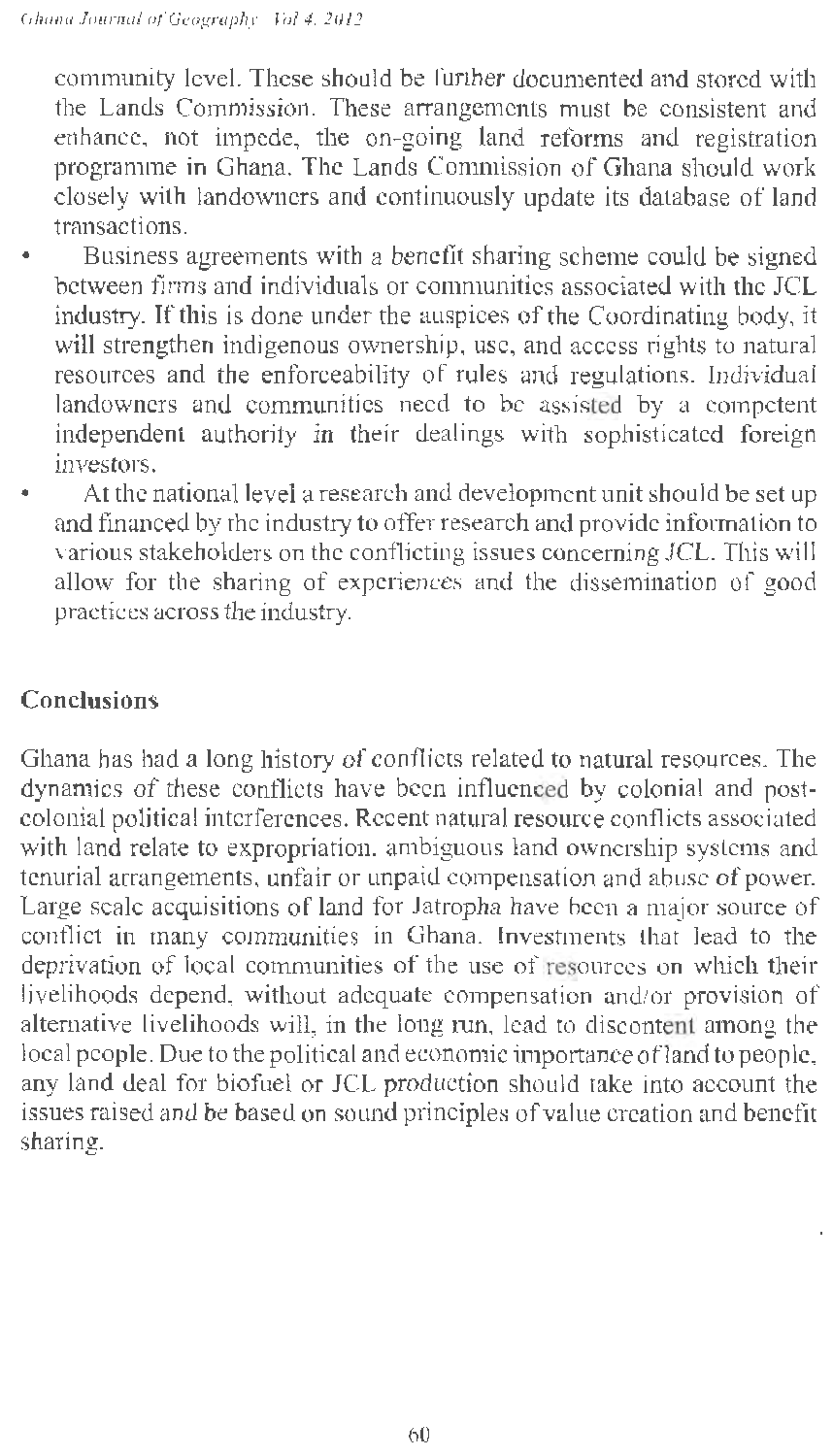community level. These should be further documented and stored with the Lands Commission. These arrangements must be consistent and enhance, not impede, the on-going land reforms and registration programme in Ghana. The Lands Commission of Ghana should work closely with landowners and continuously update its database of land transactions.

- Business agreements with a benefit sharing scheme could be signed between firms and individuals or communities associated with the JCL industry. If this is done under the auspices of the Coordinating body, it will strengthen indigenous ownership, use, and access rights to natural resources and the enforceability of rules and regulations. Individual landowners and communities need to be assisted by a competent independent authority in their dealings with sophisticated foreign investors.
- At the national level a research and development unit should be set up and financed by the industry to offer research and provide information to various stakeholders on the conflicting issues concerning JCL. This will allow for the sharing of experiences and the dissemination of good practices across the industry.

## Conclusions

Ghana has had a long history of conflicts related to natural resources. The dynamics of these conflicts have been influenced by colonial and post-colonial political interferences. Recent natural resource conflicts associated with land relate to expropriation, ambiguous land ownership systems and tenurial arrangements, unfair or unpaid compensation and abuse of power. Large scale acquisitions of land for Jatropha have been a major source of conflict in many communities in Ghana. Investments that lead to the deprivation of local communities of the use of resources on which their livelihoods depend, without adequate compensation and/or provision of alternative livelihoods will, in the long run, lead to discontent among the local people. Due to the political and economic importance of land to people, any land deal for biofuel or JCL production should take into account the issues raised and be based on sound principles of value creation and benefit sharing.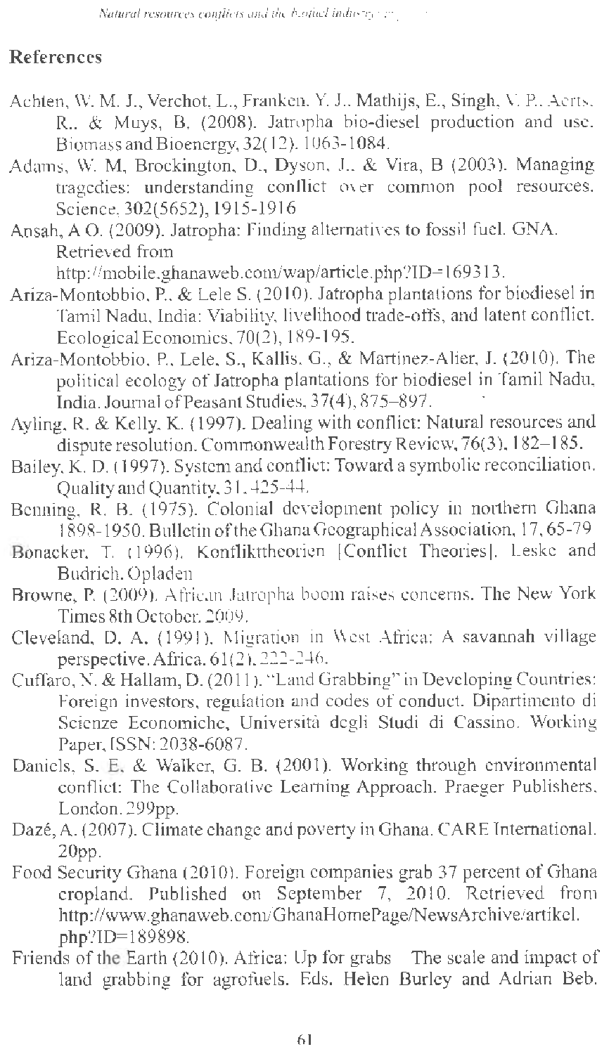## References

Achten, W. M. J., Verchot, L., Franken, Y. J., Mathijs, E., Singh, V. P., Aerts, R., & Muys, B. (2008). Jatropha bio-diesel production and use. Biomass and Bioenergy, 32(12), 1063-1084.

Adams, W. M, Brockington, D., Dyson, J., & Vira, B (2003). Managing tragedies: understanding conflict over common pool resources. Science. 302(5652), 1915-1916

Ansah, A O. (2009). Jatropha: Finding alternatives to fossil fuel. GNA. Retrieved from http://mobile.ghanaweb.com/wap/article.php?ID=169313.

Ariza-Montobbio, P., & Lele S. (2010). Jatropha plantations for biodiesel in Tamil Nadu, India: Viability, livelihood trade-offs, and latent conflict. Ecological Economics, 70(2), 189-195.

Ariza-Montobbio, P., Lele, S., Kallis, G., & Martinez-Alier, J. (2010). The political ecology of Jatropha plantations for biodiesel in Tamil Nadu, India. Journal of Peasant Studies, 37(4), 875–897.

Ayling, R. & Kelly, K. (1997). Dealing with conflict: Natural resources and dispute resolution. Commonwealth Forestry Review, 76(3), 182–185.

Bailey, K. D. (1997). System and conflict: Toward a symbolic reconciliation. Quality and Quantity, 31, 425-44.

Benning, R. B. (1975). Colonial development policy in northern Ghana 1898-1950. Bulletin of the Ghana Geographical Association, 17, 65-79

Bonacker, T. (1996). Konflikttheorien [Conflict Theories]. Leske and Budrich. Opladen

Browne, P. (2009). African Jatropha boom raises concerns. The New York Times 8th October, 2009.

Cleveland, D. A. (1991). Migration in West Africa: A savannah village perspective. Africa. 61(2), 222-246.

Cuffaro, N. & Hallam, D. (2011). "Land Grabbing" in Developing Countries: Foreign investors, regulation and codes of conduct. Dipartimento di Scienze Economiche, Università degli Studi di Cassino. Working Paper, ISSN: 2038-6087.

Daniels, S. E. & Walker, G. B. (2001). Working through environmental conflict: The Collaborative Learning Approach. Praeger Publishers, London. 299pp.

Dazé, A. (2007). Climate change and poverty in Ghana. CARE International. 20pp.

Food Security Ghana (2010). Foreign companies grab 37 percent of Ghana cropland. Published on September 7, 2010. Retrieved from http://www.ghanaweb.com/GhanaHomePage/NewsArchive/artikel.php?ID=189898.

Friends of the Earth (2010). Africa: Up for grabs The scale and impact of land grabbing for agrofuels. Eds. Helen Burley and Adrian Beb.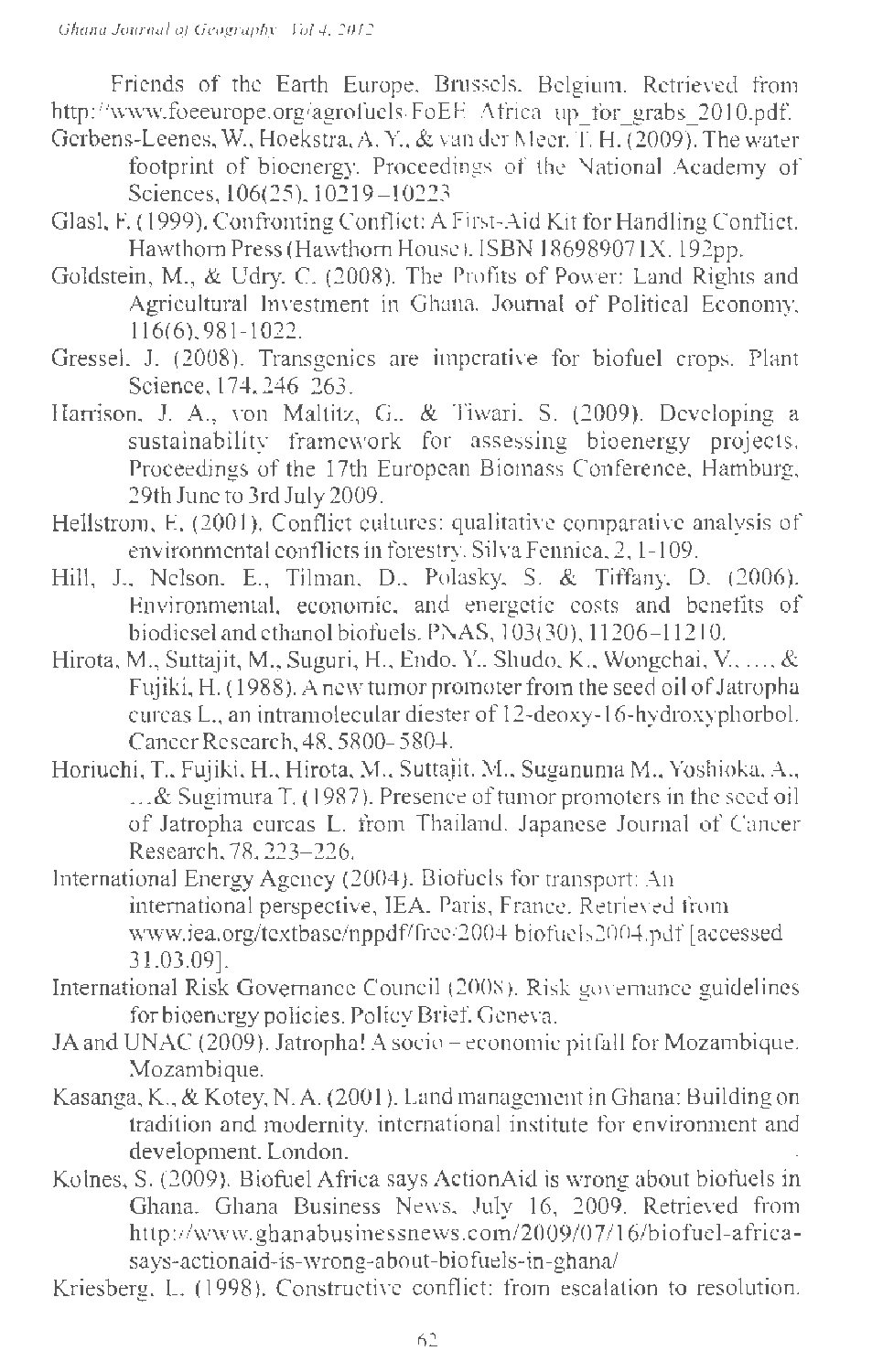Friends of the Earth Europe, Brussels, Belgium. Retrieved from http://www.foeeurope.org/agrofuels/FoEE_Africa_up_for_grabs_2010.pdf.

Gerbens-Leenes, W., Hoekstra, A. Y., & van der Meer, T. H. (2009). The water footprint of bioenergy. Proceedings of the National Academy of Sciences, 106(25), 10219–10223

Glasl, F. (1999). Confronting Conflict: A First-Aid Kit for Handling Conflict. Hawthorn Press (Hawthorn House). ISBN 186989071X. 192pp.

Goldstein, M., & Udry, C. (2008). The Profits of Power: Land Rights and Agricultural Investment in Ghana. Journal of Political Economy, 116(6), 981-1022.

Gressel, J. (2008). Transgenics are imperative for biofuel crops. Plant Science, 174, 246–263.

Harrison, J. A., von Maltitz, G., & Tiwari, S. (2009). Developing a sustainability framework for assessing bioenergy projects. Proceedings of the 17th European Biomass Conference, Hamburg, 29th June to 3rd July 2009.

Hellstrom, E. (2001). Conflict cultures: qualitative comparative analysis of environmental conflicts in forestry. Silva Fennica, 2, 1-109.

Hill, J., Nelson, E., Tilman, D., Polasky, S. & Tiffany, D. (2006). Environmental, economic, and energetic costs and benefits of biodiesel and ethanol biofuels. PNAS, 103(30), 11206–11210.

Hirota, M., Suttajit, M., Suguri, H., Endo, Y., Shudo, K., Wongchai, V., …, & Fujiki, H. (1988). A new tumor promoter from the seed oil of Jatropha curcas L., an intramolecular diester of 12-deoxy-16-hydroxyphorbol. Cancer Research, 48, 5800–5804.

Horiuchi, T., Fujiki, H., Hirota, M., Suttajit, M., Suganuma M., Yoshioka, A., …& Sugimura T. (1987). Presence of tumor promoters in the seed oil of Jatropha curcas L. from Thailand. Japanese Journal of Cancer Research, 78, 223–226.

International Energy Agency (2004). Biofuels for transport: An international perspective, IEA. Paris, France. Retrieved from www.iea.org/textbase/nppdf/free/2004/biofuels2004.pdf [accessed 31.03.09].

International Risk Governance Council (2008). Risk governance guidelines for bioenergy policies. Policy Brief. Geneva.

JA and UNAC (2009). Jatropha! A socio – economic pitfall for Mozambique. Mozambique.

Kasanga, K., & Kotey, N. A. (2001). Land management in Ghana: Building on tradition and modernity. international institute for environment and development. London.

Kolnes, S. (2009). Biofuel Africa says ActionAid is wrong about biofuels in Ghana. Ghana Business News, July 16, 2009. Retrieved from http://www.ghanabusinessnews.com/2009/07/16/biofuel-africa-says-actionaid-is-wrong-about-biofuels-in-ghana/

Kriesberg, L. (1998). Constructive conflict: from escalation to resolution.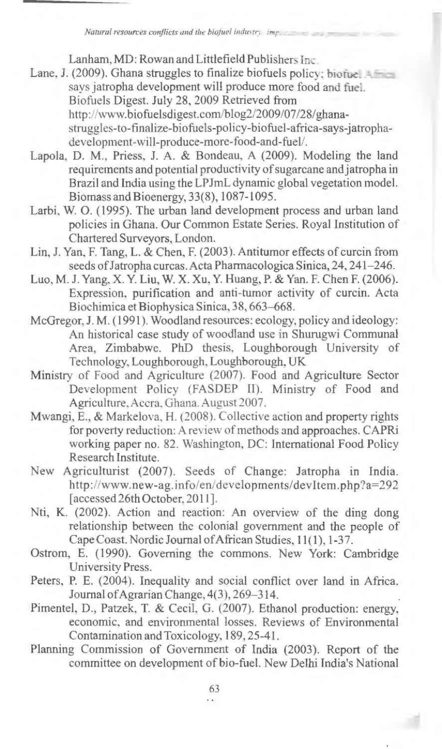Lanham, MD: Rowan and Littlefield Publishers Inc.

Lane, J. (2009). Ghana struggles to finalize biofuels policy; biofuel Africa says jatropha development will produce more food and fuel. Biofuels Digest. July 28, 2009 Retrieved from http://www.biofuelsdigest.com/blog2/2009/07/28/ghana-struggles-to-finalize-biofuels-policy-biofuel-africa-says-jatropha-development-will-produce-more-food-and-fuel/.

Lapola, D. M., Priess, J. A. & Bondeau, A (2009). Modeling the land requirements and potential productivity of sugarcane and jatropha in Brazil and India using the LPJmL dynamic global vegetation model. Biomass and Bioenergy, 33(8), 1087-1095.

Larbi, W. O. (1995). The urban land development process and urban land policies in Ghana. Our Common Estate Series. Royal Institution of Chartered Surveyors, London.

Lin, J. Yan, F. Tang, L. & Chen, F. (2003). Antitumor effects of curcin from seeds of Jatropha curcas. Acta Pharmacologica Sinica, 24, 241–246.

Luo, M. J. Yang, X. Y. Liu, W. X. Xu, Y. Huang, P. & Yan. F. Chen F. (2006). Expression, purification and anti-tumor activity of curcin. Acta Biochimica et Biophysica Sinica, 38, 663–668.

McGregor, J. M. (1991). Woodland resources: ecology, policy and ideology: An historical case study of woodland use in Shurugwi Communal Area, Zimbabwe. PhD thesis, Loughborough University of Technology, Loughborough, Loughborough, UK

Ministry of Food and Agriculture (2007). Food and Agriculture Sector Development Policy (FASDEP II). Ministry of Food and Agriculture, Accra, Ghana. August 2007.

Mwangi, E., & Markelova, H. (2008). Collective action and property rights for poverty reduction: A review of methods and approaches. CAPRi working paper no. 82. Washington, DC: International Food Policy Research Institute.

New Agriculturist (2007). Seeds of Change: Jatropha in India. http://www.new-ag.info/en/developments/devItem.php?a=292 [accessed 26th October, 2011].

Nti, K. (2002). Action and reaction: An overview of the ding dong relationship between the colonial government and the people of Cape Coast. Nordic Journal of African Studies, 11(1), 1-37.

Ostrom, E. (1990). Governing the commons. New York: Cambridge University Press.

Peters, P. E. (2004). Inequality and social conflict over land in Africa. Journal of Agrarian Change, 4(3), 269–314.

Pimentel, D., Patzek, T. & Cecil, G. (2007). Ethanol production: energy, economic, and environmental losses. Reviews of Environmental Contamination and Toxicology, 189, 25-41.

Planning Commission of Government of India (2003). Report of the committee on development of bio-fuel. New Delhi India's National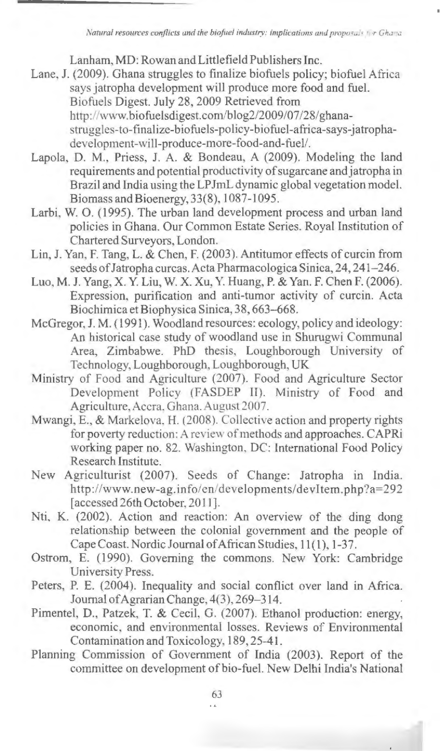Lanham, MD: Rowan and Littlefield Publishers Inc.

Lane, J. (2009). Ghana struggles to finalize biofuels policy; biofuel Africa says jatropha development will produce more food and fuel. Biofuels Digest. July 28, 2009 Retrieved from http://www.biofuelsdigest.com/blog2/2009/07/28/ghana-struggles-to-finalize-biofuels-policy-biofuel-africa-says-jatropha-development-will-produce-more-food-and-fuel/.

Lapola, D. M., Priess, J. A. & Bondeau, A (2009). Modeling the land requirements and potential productivity of sugarcane and jatropha in Brazil and India using the LPJmL dynamic global vegetation model. Biomass and Bioenergy, 33(8), 1087-1095.

Larbi, W. O. (1995). The urban land development process and urban land policies in Ghana. Our Common Estate Series. Royal Institution of Chartered Surveyors, London.

Lin, J. Yan, F. Tang, L. & Chen, F. (2003). Antitumor effects of curcin from seeds of Jatropha curcas. Acta Pharmacologica Sinica, 24, 241–246.

Luo, M. J. Yang, X. Y. Liu, W. X. Xu, Y. Huang, P. & Yan. F. Chen F. (2006). Expression, purification and anti-tumor activity of curcin. Acta Biochimica et Biophysica Sinica, 38, 663–668.

McGregor, J. M. (1991). Woodland resources: ecology, policy and ideology: An historical case study of woodland use in Shurugwi Communal Area, Zimbabwe. PhD thesis, Loughborough University of Technology, Loughborough, Loughborough, UK

Ministry of Food and Agriculture (2007). Food and Agriculture Sector Development Policy (FASDEP II). Ministry of Food and Agriculture, Accra, Ghana. August 2007.

Mwangi, E., & Markelova, H. (2008). Collective action and property rights for poverty reduction: A review of methods and approaches. CAPRi working paper no. 82. Washington, DC: International Food Policy Research Institute.

New Agriculturist (2007). Seeds of Change: Jatropha in India. http://www.new-ag.info/en/developments/devItem.php?a=292 [accessed 26th October, 2011].

Nti, K. (2002). Action and reaction: An overview of the ding dong relationship between the colonial government and the people of Cape Coast. Nordic Journal of African Studies, 11(1), 1-37.

Ostrom, E. (1990). Governing the commons. New York: Cambridge University Press.

Peters, P. E. (2004). Inequality and social conflict over land in Africa. Journal of Agrarian Change, 4(3), 269–314.

Pimentel, D., Patzek, T. & Cecil, G. (2007). Ethanol production: energy, economic, and environmental losses. Reviews of Environmental Contamination and Toxicology, 189, 25-41.

Planning Commission of Government of India (2003). Report of the committee on development of bio-fuel. New Delhi India's National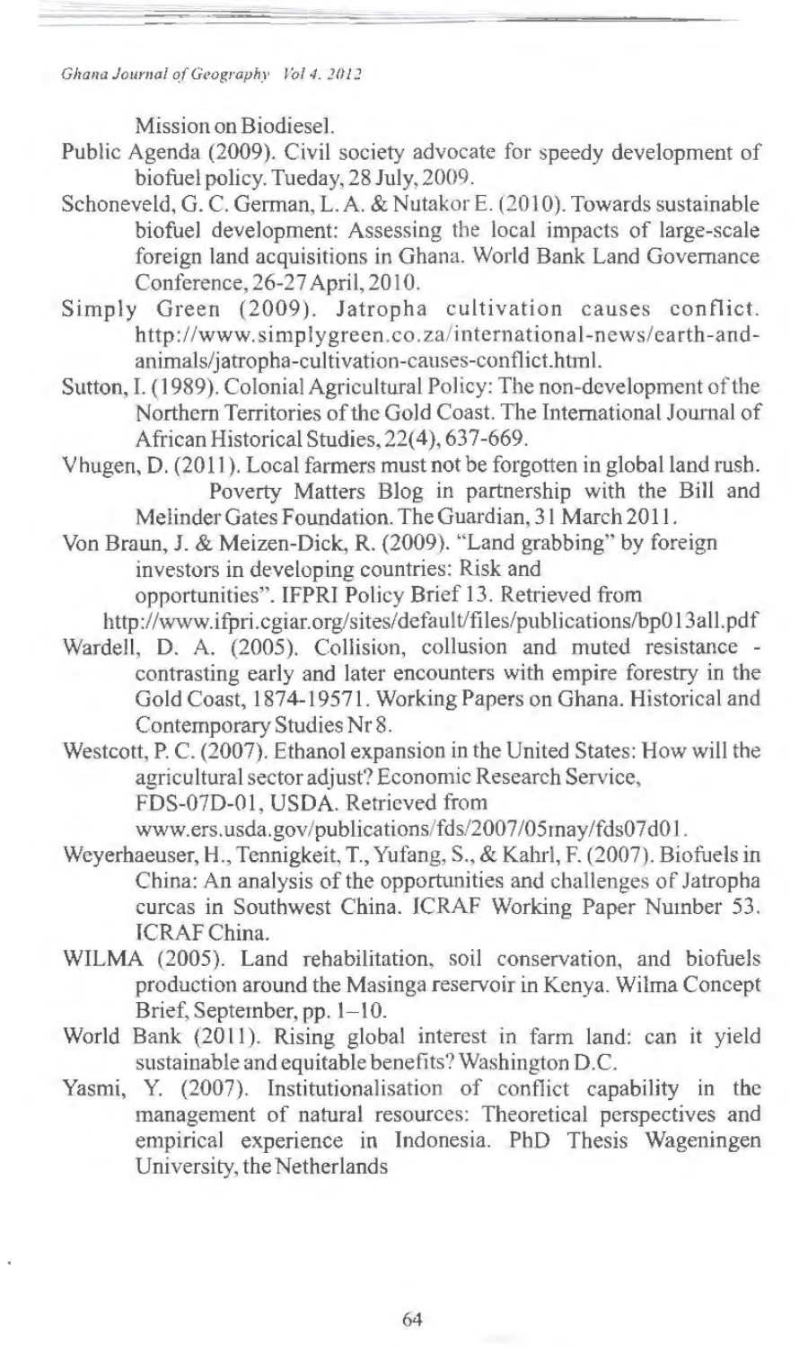Mission on Biodiesel.

Public Agenda (2009). Civil society advocate for speedy development of biofuel policy. Tueday, 28 July, 2009.

Schoneveld, G. C. German, L. A. & Nutakor E. (2010). Towards sustainable biofuel development: Assessing the local impacts of large-scale foreign land acquisitions in Ghana. World Bank Land Governance Conference, 26-27 April, 2010.

Simply Green (2009). Jatropha cultivation causes conflict. http://www.simplygreen.co.za/international-news/earth-and-animals/jatropha-cultivation-causes-conflict.html.

Sutton, I. (1989). Colonial Agricultural Policy: The non-development of the Northern Territories of the Gold Coast. The International Journal of African Historical Studies, 22(4), 637-669.

Vhugen, D. (2011). Local farmers must not be forgotten in global land rush. Poverty Matters Blog in partnership with the Bill and Melinder Gates Foundation. The Guardian, 31 March 2011.

Von Braun, J. & Meizen-Dick, R. (2009). "Land grabbing" by foreign investors in developing countries: Risk and opportunities". IFPRI Policy Brief 13. Retrieved from http://www.ifpri.cgiar.org/sites/default/files/publications/bp013all.pdf

Wardell, D. A. (2005). Collision, collusion and muted resistance - contrasting early and later encounters with empire forestry in the Gold Coast, 1874-19571. Working Papers on Ghana. Historical and Contemporary Studies Nr 8.

Westcott, P. C. (2007). Ethanol expansion in the United States: How will the agricultural sector adjust? Economic Research Service, FDS-07D-01, USDA. Retrieved from www.ers.usda.gov/publications/fds/2007/05may/fds07d01.

Weyerhaeuser, H., Tennigkeit, T., Yufang, S., & Kahrl, F. (2007). Biofuels in China: An analysis of the opportunities and challenges of Jatropha curcas in Southwest China. ICRAF Working Paper Number 53. ICRAF China.

WILMA (2005). Land rehabilitation, soil conservation, and biofuels production around the Masinga reservoir in Kenya. Wilma Concept Brief, September, pp. 1–10.

World Bank (2011). Rising global interest in farm land: can it yield sustainable and equitable benefits? Washington D.C.

Yasmi, Y. (2007). Institutionalisation of conflict capability in the management of natural resources: Theoretical perspectives and empirical experience in Indonesia. PhD Thesis Wageningen University, the Netherlands